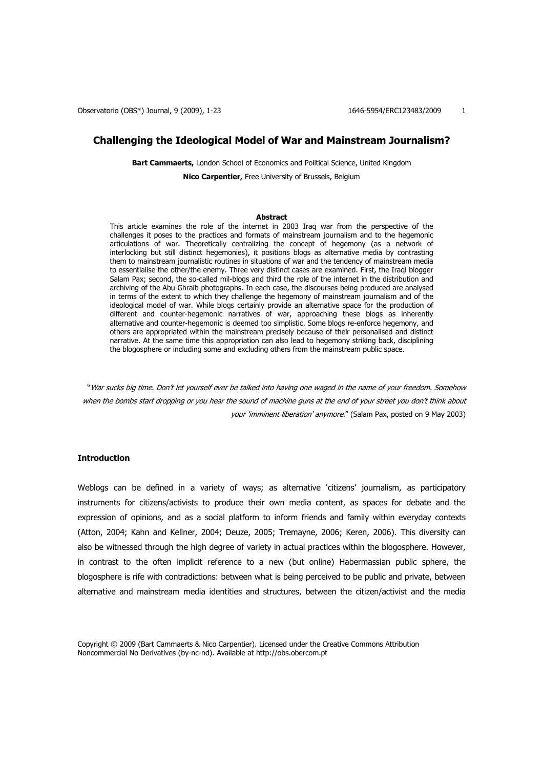# Challenging the Ideological Model of War and Mainstream Journalism?

**Bart Cammaerts,** London School of Economics and Political Science, United Kingdom

**Nico Carpentier,** Free University of Brussels, Belgium

**Abstract**

This article examines the role of the internet in 2003 Iraq war from the perspective of the challenges it poses to the practices and formats of mainstream journalism and to the hegemonic articulations of war. Theoretically centralizing the concept of hegemony (as a network of interlocking but still distinct hegemonies), it positions blogs as alternative media by contrasting them to mainstream journalistic routines in situations of war and the tendency of mainstream media to essentialise the other/the enemy. Three very distinct cases are examined. First, the Iraqi blogger Salam Pax; second, the so-called mil-blogs and third the role of the internet in the distribution and archiving of the Abu Ghraib photographs. In each case, the discourses being produced are analysed in terms of the extent to which they challenge the hegemony of mainstream journalism and of the ideological model of war. While blogs certainly provide an alternative space for the production of different and counter-hegemonic narratives of war, approaching these blogs as inherently alternative and counter-hegemonic is deemed too simplistic. Some blogs re-enforce hegemony, and others are appropriated within the mainstream precisely because of their personalised and distinct narrative. At the same time this appropriation can also lead to hegemony striking back, disciplining the blogosphere or including some and excluding others from the mainstream public space.

"*War sucks big time. Don't let yourself ever be talked into having one waged in the name of your freedom. Somehow when the bombs start dropping or you hear the sound of machine guns at the end of your street you don't think about your 'imminent liberation' anymore.*" (Salam Pax, posted on 9 May 2003)

## Introduction

Weblogs can be defined in a variety of ways; as alternative 'citizens' journalism, as participatory instruments for citizens/activists to produce their own media content, as spaces for debate and the expression of opinions, and as a social platform to inform friends and family within everyday contexts (Atton, 2004; Kahn and Kellner, 2004; Deuze, 2005; Tremayne, 2006; Keren, 2006). This diversity can also be witnessed through the high degree of variety in actual practices within the blogosphere. However, in contrast to the often implicit reference to a new (but online) Habermassian public sphere, the blogosphere is rife with contradictions: between what is being perceived to be public and private, between alternative and mainstream media identities and structures, between the citizen/activist and the media

Copyright © 2009 (Bart Cammaerts & Nico Carpentier). Licensed under the Creative Commons Attribution Noncommercial No Derivatives (by-nc-nd). Available at http://obs.obercom.pt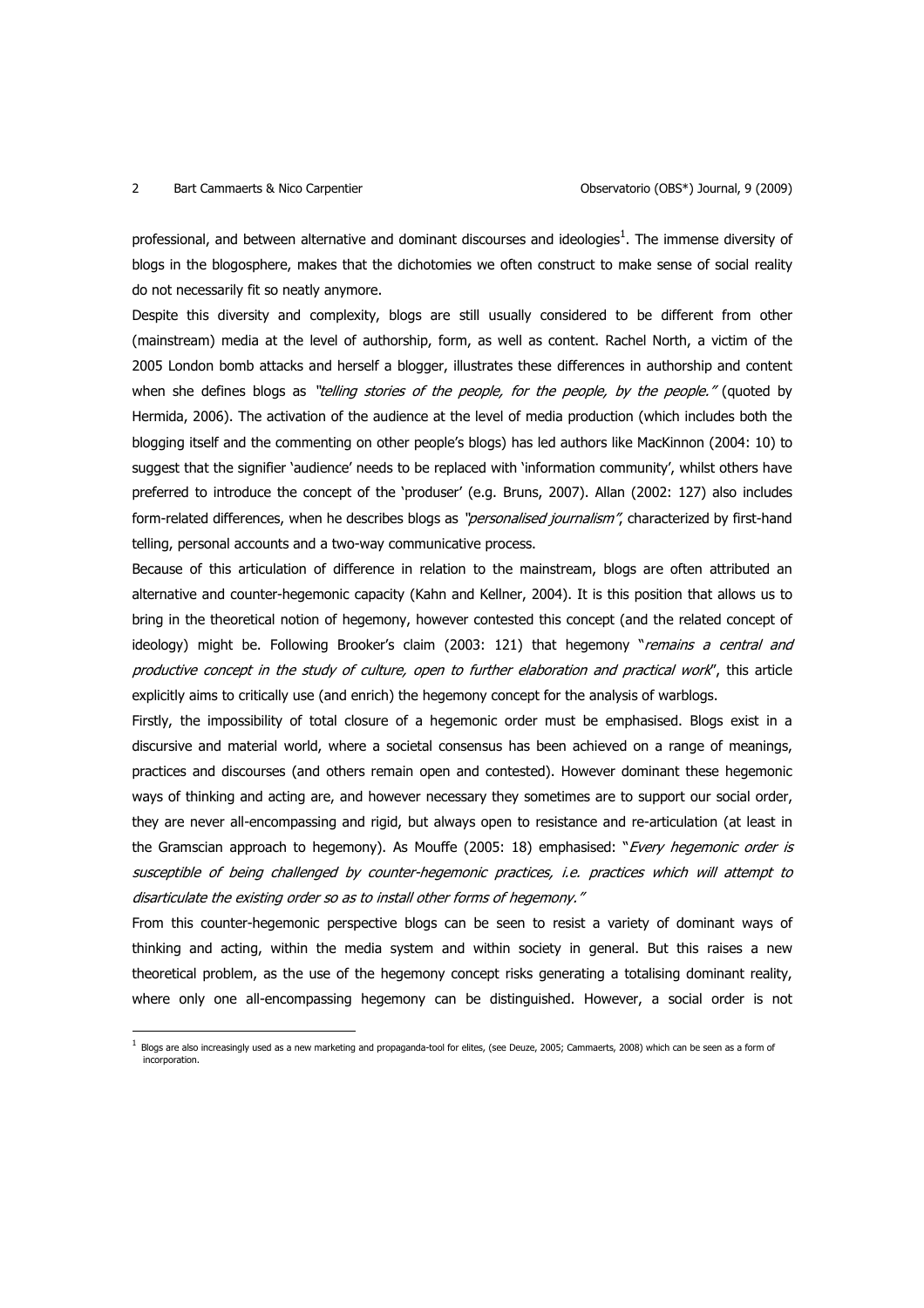professional, and between alternative and dominant discourses and ideologies[1]. The immense diversity of blogs in the blogosphere, makes that the dichotomies we often construct to make sense of social reality do not necessarily fit so neatly anymore.

Despite this diversity and complexity, blogs are still usually considered to be different from other (mainstream) media at the level of authorship, form, as well as content. Rachel North, a victim of the 2005 London bomb attacks and herself a blogger, illustrates these differences in authorship and content when she defines blogs as *"telling stories of the people, for the people, by the people."* (quoted by Hermida, 2006). The activation of the audience at the level of media production (which includes both the blogging itself and the commenting on other people's blogs) has led authors like MacKinnon (2004: 10) to suggest that the signifier 'audience' needs to be replaced with 'information community', whilst others have preferred to introduce the concept of the 'produser' (e.g. Bruns, 2007). Allan (2002: 127) also includes form-related differences, when he describes blogs as *"personalised journalism"*, characterized by first-hand telling, personal accounts and a two-way communicative process.

Because of this articulation of difference in relation to the mainstream, blogs are often attributed an alternative and counter-hegemonic capacity (Kahn and Kellner, 2004). It is this position that allows us to bring in the theoretical notion of hegemony, however contested this concept (and the related concept of ideology) might be. Following Brooker's claim (2003: 121) that hegemony "*remains a central and productive concept in the study of culture, open to further elaboration and practical work*", this article explicitly aims to critically use (and enrich) the hegemony concept for the analysis of warblogs.

Firstly, the impossibility of total closure of a hegemonic order must be emphasised. Blogs exist in a discursive and material world, where a societal consensus has been achieved on a range of meanings, practices and discourses (and others remain open and contested). However dominant these hegemonic ways of thinking and acting are, and however necessary they sometimes are to support our social order, they are never all-encompassing and rigid, but always open to resistance and re-articulation (at least in the Gramscian approach to hegemony). As Mouffe (2005: 18) emphasised: "*Every hegemonic order is susceptible of being challenged by counter-hegemonic practices, i.e. practices which will attempt to disarticulate the existing order so as to install other forms of hegemony."*

From this counter-hegemonic perspective blogs can be seen to resist a variety of dominant ways of thinking and acting, within the media system and within society in general. But this raises a new theoretical problem, as the use of the hegemony concept risks generating a totalising dominant reality, where only one all-encompassing hegemony can be distinguished. However, a social order is not

---

[1] Blogs are also increasingly used as a new marketing and propaganda-tool for elites, (see Deuze, 2005; Cammaerts, 2008) which can be seen as a form of incorporation.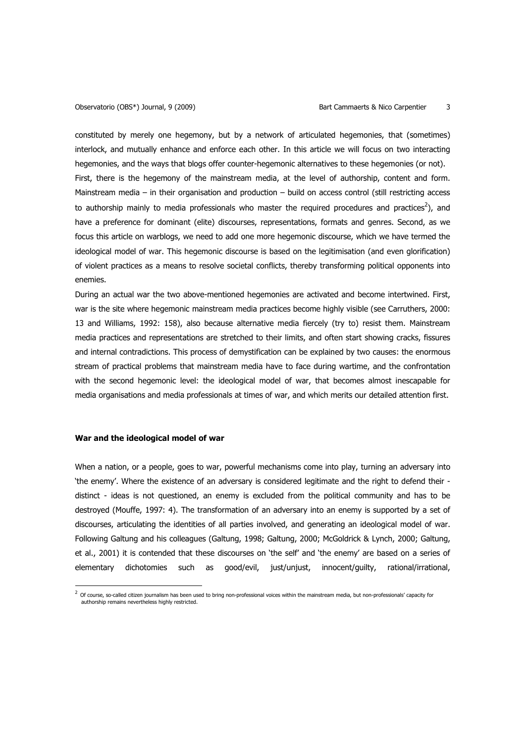constituted by merely one hegemony, but by a network of articulated hegemonies, that (sometimes) interlock, and mutually enhance and enforce each other. In this article we will focus on two interacting hegemonies, and the ways that blogs offer counter-hegemonic alternatives to these hegemonies (or not).

First, there is the hegemony of the mainstream media, at the level of authorship, content and form. Mainstream media – in their organisation and production – build on access control (still restricting access to authorship mainly to media professionals who master the required procedures and practices[2]), and have a preference for dominant (elite) discourses, representations, formats and genres. Second, as we focus this article on warblogs, we need to add one more hegemonic discourse, which we have termed the ideological model of war. This hegemonic discourse is based on the legitimisation (and even glorification) of violent practices as a means to resolve societal conflicts, thereby transforming political opponents into enemies.

During an actual war the two above-mentioned hegemonies are activated and become intertwined. First, war is the site where hegemonic mainstream media practices become highly visible (see Carruthers, 2000: 13 and Williams, 1992: 158), also because alternative media fiercely (try to) resist them. Mainstream media practices and representations are stretched to their limits, and often start showing cracks, fissures and internal contradictions. This process of demystification can be explained by two causes: the enormous stream of practical problems that mainstream media have to face during wartime, and the confrontation with the second hegemonic level: the ideological model of war, that becomes almost inescapable for media organisations and media professionals at times of war, and which merits our detailed attention first.

### War and the ideological model of war

When a nation, or a people, goes to war, powerful mechanisms come into play, turning an adversary into 'the enemy'. Where the existence of an adversary is considered legitimate and the right to defend their - distinct - ideas is not questioned, an enemy is excluded from the political community and has to be destroyed (Mouffe, 1997: 4). The transformation of an adversary into an enemy is supported by a set of discourses, articulating the identities of all parties involved, and generating an ideological model of war. Following Galtung and his colleagues (Galtung, 1998; Galtung, 2000; McGoldrick & Lynch, 2000; Galtung, et al., 2001) it is contended that these discourses on 'the self' and 'the enemy' are based on a series of elementary dichotomies such as good/evil, just/unjust, innocent/guilty, rational/irrational,

[2] Of course, so-called citizen journalism has been used to bring non-professional voices within the mainstream media, but non-professionals' capacity for authorship remains nevertheless highly restricted.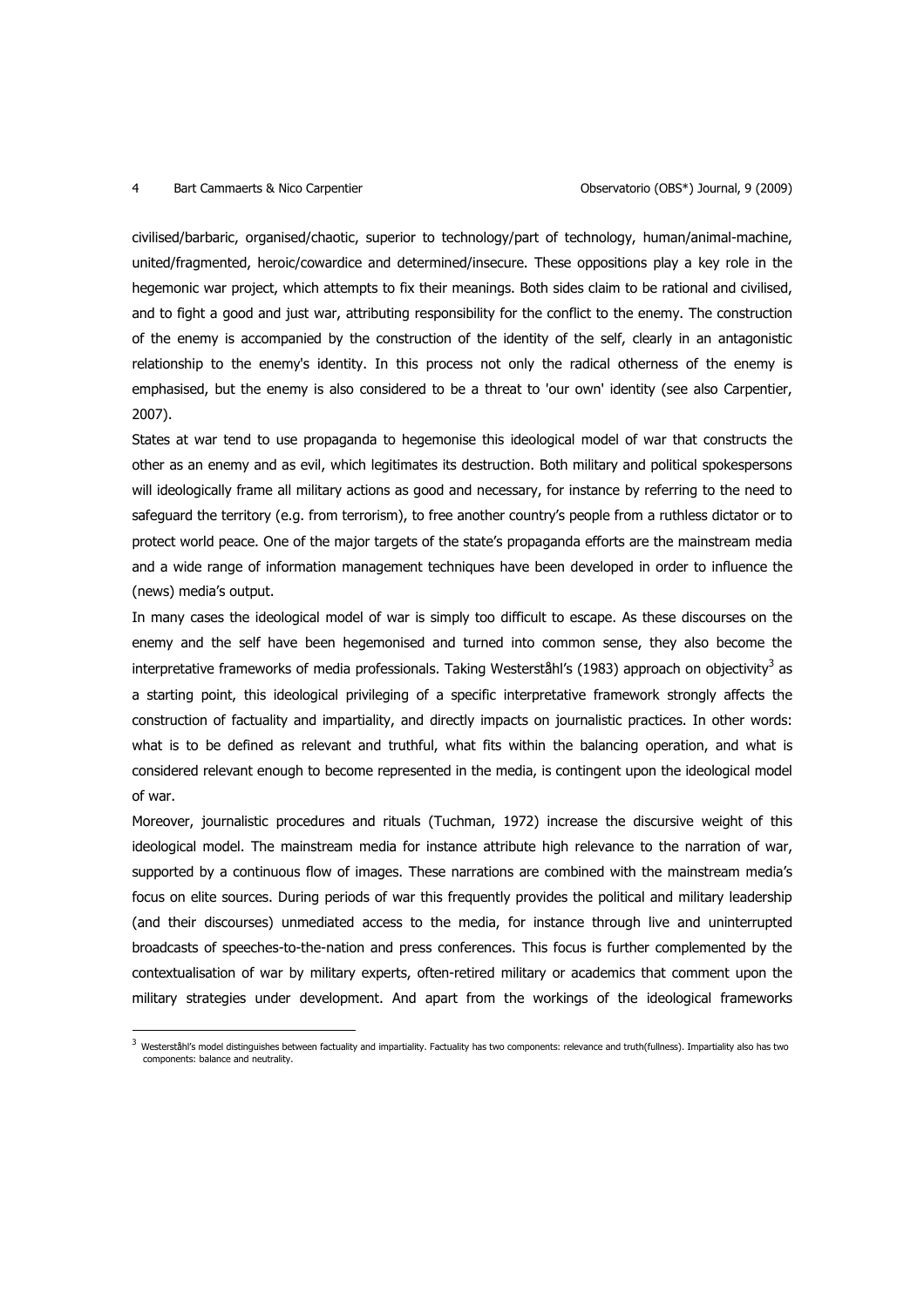civilised/barbaric, organised/chaotic, superior to technology/part of technology, human/animal-machine, united/fragmented, heroic/cowardice and determined/insecure. These oppositions play a key role in the hegemonic war project, which attempts to fix their meanings. Both sides claim to be rational and civilised, and to fight a good and just war, attributing responsibility for the conflict to the enemy. The construction of the enemy is accompanied by the construction of the identity of the self, clearly in an antagonistic relationship to the enemy's identity. In this process not only the radical otherness of the enemy is emphasised, but the enemy is also considered to be a threat to 'our own' identity (see also Carpentier, 2007).

States at war tend to use propaganda to hegemonise this ideological model of war that constructs the other as an enemy and as evil, which legitimates its destruction. Both military and political spokespersons will ideologically frame all military actions as good and necessary, for instance by referring to the need to safeguard the territory (e.g. from terrorism), to free another country's people from a ruthless dictator or to protect world peace. One of the major targets of the state's propaganda efforts are the mainstream media and a wide range of information management techniques have been developed in order to influence the (news) media's output.

In many cases the ideological model of war is simply too difficult to escape. As these discourses on the enemy and the self have been hegemonised and turned into common sense, they also become the interpretative frameworks of media professionals. Taking Westerståhl's (1983) approach on objectivity[3] as a starting point, this ideological privileging of a specific interpretative framework strongly affects the construction of factuality and impartiality, and directly impacts on journalistic practices. In other words: what is to be defined as relevant and truthful, what fits within the balancing operation, and what is considered relevant enough to become represented in the media, is contingent upon the ideological model of war.

Moreover, journalistic procedures and rituals (Tuchman, 1972) increase the discursive weight of this ideological model. The mainstream media for instance attribute high relevance to the narration of war, supported by a continuous flow of images. These narrations are combined with the mainstream media's focus on elite sources. During periods of war this frequently provides the political and military leadership (and their discourses) unmediated access to the media, for instance through live and uninterrupted broadcasts of speeches-to-the-nation and press conferences. This focus is further complemented by the contextualisation of war by military experts, often-retired military or academics that comment upon the military strategies under development. And apart from the workings of the ideological frameworks

[3] Westerståhl's model distinguishes between factuality and impartiality. Factuality has two components: relevance and truth(fullness). Impartiality also has two components: balance and neutrality.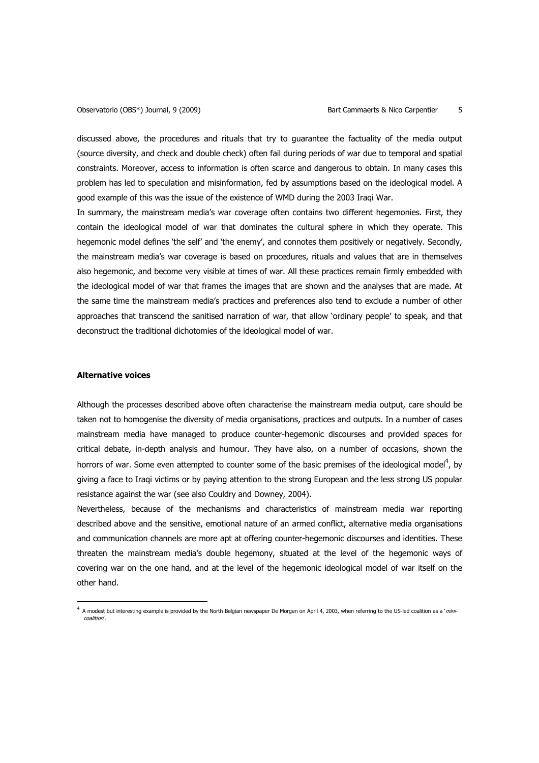discussed above, the procedures and rituals that try to guarantee the factuality of the media output (source diversity, and check and double check) often fail during periods of war due to temporal and spatial constraints. Moreover, access to information is often scarce and dangerous to obtain. In many cases this problem has led to speculation and misinformation, fed by assumptions based on the ideological model. A good example of this was the issue of the existence of WMD during the 2003 Iraqi War.

In summary, the mainstream media's war coverage often contains two different hegemonies. First, they contain the ideological model of war that dominates the cultural sphere in which they operate. This hegemonic model defines 'the self' and 'the enemy', and connotes them positively or negatively. Secondly, the mainstream media's war coverage is based on procedures, rituals and values that are in themselves also hegemonic, and become very visible at times of war. All these practices remain firmly embedded with the ideological model of war that frames the images that are shown and the analyses that are made. At the same time the mainstream media's practices and preferences also tend to exclude a number of other approaches that transcend the sanitised narration of war, that allow 'ordinary people' to speak, and that deconstruct the traditional dichotomies of the ideological model of war.

## Alternative voices

Although the processes described above often characterise the mainstream media output, care should be taken not to homogenise the diversity of media organisations, practices and outputs. In a number of cases mainstream media have managed to produce counter-hegemonic discourses and provided spaces for critical debate, in-depth analysis and humour. They have also, on a number of occasions, shown the horrors of war. Some even attempted to counter some of the basic premises of the ideological model[4], by giving a face to Iraqi victims or by paying attention to the strong European and the less strong US popular resistance against the war (see also Couldry and Downey, 2004).

Nevertheless, because of the mechanisms and characteristics of mainstream media war reporting described above and the sensitive, emotional nature of an armed conflict, alternative media organisations and communication channels are more apt at offering counter-hegemonic discourses and identities. These threaten the mainstream media's double hegemony, situated at the level of the hegemonic ways of covering war on the one hand, and at the level of the hegemonic ideological model of war itself on the other hand.

[4] A modest but interesting example is provided by the North Belgian newspaper De Morgen on April 4, 2003, when referring to the US-led coalition as a '*mini-coalition*'.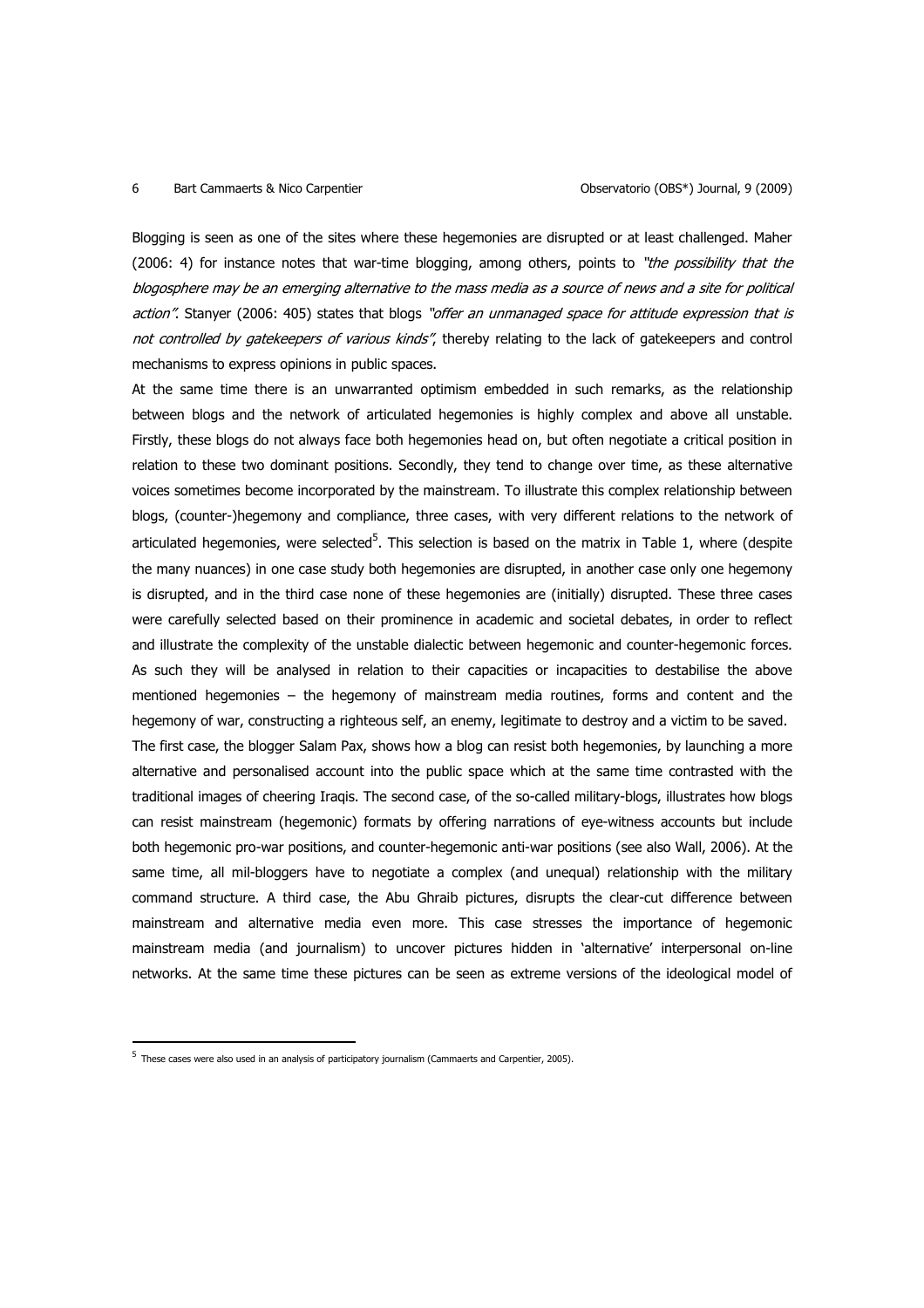Blogging is seen as one of the sites where these hegemonies are disrupted or at least challenged. Maher (2006: 4) for instance notes that war-time blogging, among others, points to *"the possibility that the blogosphere may be an emerging alternative to the mass media as a source of news and a site for political action"*. Stanyer (2006: 405) states that blogs *"offer an unmanaged space for attitude expression that is not controlled by gatekeepers of various kinds"*, thereby relating to the lack of gatekeepers and control mechanisms to express opinions in public spaces.

At the same time there is an unwarranted optimism embedded in such remarks, as the relationship between blogs and the network of articulated hegemonies is highly complex and above all unstable. Firstly, these blogs do not always face both hegemonies head on, but often negotiate a critical position in relation to these two dominant positions. Secondly, they tend to change over time, as these alternative voices sometimes become incorporated by the mainstream. To illustrate this complex relationship between blogs, (counter-)hegemony and compliance, three cases, with very different relations to the network of articulated hegemonies, were selected[5]. This selection is based on the matrix in Table 1, where (despite the many nuances) in one case study both hegemonies are disrupted, in another case only one hegemony is disrupted, and in the third case none of these hegemonies are (initially) disrupted. These three cases were carefully selected based on their prominence in academic and societal debates, in order to reflect and illustrate the complexity of the unstable dialectic between hegemonic and counter-hegemonic forces. As such they will be analysed in relation to their capacities or incapacities to destabilise the above mentioned hegemonies – the hegemony of mainstream media routines, forms and content and the hegemony of war, constructing a righteous self, an enemy, legitimate to destroy and a victim to be saved.

The first case, the blogger Salam Pax, shows how a blog can resist both hegemonies, by launching a more alternative and personalised account into the public space which at the same time contrasted with the traditional images of cheering Iraqis. The second case, of the so-called military-blogs, illustrates how blogs can resist mainstream (hegemonic) formats by offering narrations of eye-witness accounts but include both hegemonic pro-war positions, and counter-hegemonic anti-war positions (see also Wall, 2006). At the same time, all mil-bloggers have to negotiate a complex (and unequal) relationship with the military command structure. A third case, the Abu Ghraib pictures, disrupts the clear-cut difference between mainstream and alternative media even more. This case stresses the importance of hegemonic mainstream media (and journalism) to uncover pictures hidden in 'alternative' interpersonal on-line networks. At the same time these pictures can be seen as extreme versions of the ideological model of

---

[5] These cases were also used in an analysis of participatory journalism (Cammaerts and Carpentier, 2005).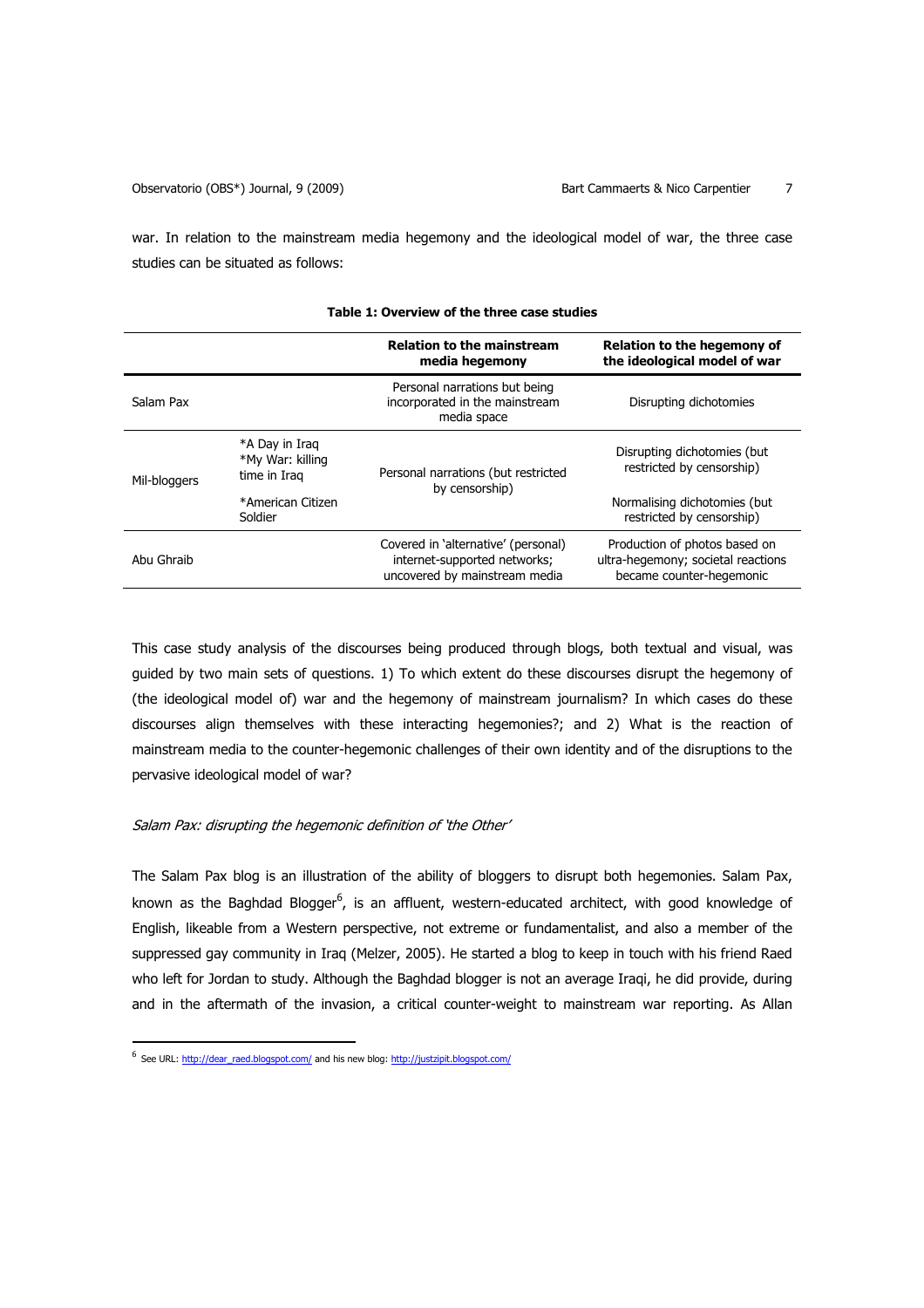war. In relation to the mainstream media hegemony and the ideological model of war, the three case studies can be situated as follows:

**Table 1: Overview of the three case studies**

| | | Relation to the mainstream media hegemony | Relation to the hegemony of the ideological model of war |
|---|---|---|---|
| Salam Pax | | Personal narrations but being incorporated in the mainstream media space | Disrupting dichotomies |
| Mil-bloggers | *A Day in Iraq *My War: killing time in Iraq | Personal narrations (but restricted by censorship) | Disrupting dichotomies (but restricted by censorship) |
| | *American Citizen Soldier | | Normalising dichotomies (but restricted by censorship) |
| Abu Ghraib | | Covered in 'alternative' (personal) internet-supported networks; uncovered by mainstream media | Production of photos based on ultra-hegemony; societal reactions became counter-hegemonic |

This case study analysis of the discourses being produced through blogs, both textual and visual, was guided by two main sets of questions. 1) To which extent do these discourses disrupt the hegemony of (the ideological model of) war and the hegemony of mainstream journalism? In which cases do these discourses align themselves with these interacting hegemonies?; and 2) What is the reaction of mainstream media to the counter-hegemonic challenges of their own identity and of the disruptions to the pervasive ideological model of war?

### *Salam Pax: disrupting the hegemonic definition of 'the Other'*

The Salam Pax blog is an illustration of the ability of bloggers to disrupt both hegemonies. Salam Pax, known as the Baghdad Blogger[6], is an affluent, western-educated architect, with good knowledge of English, likeable from a Western perspective, not extreme or fundamentalist, and also a member of the suppressed gay community in Iraq (Melzer, 2005). He started a blog to keep in touch with his friend Raed who left for Jordan to study. Although the Baghdad blogger is not an average Iraqi, he did provide, during and in the aftermath of the invasion, a critical counter-weight to mainstream war reporting. As Allan

---

[6] See URL: http://dear_raed.blogspot.com/ and his new blog: http://justzipit.blogspot.com/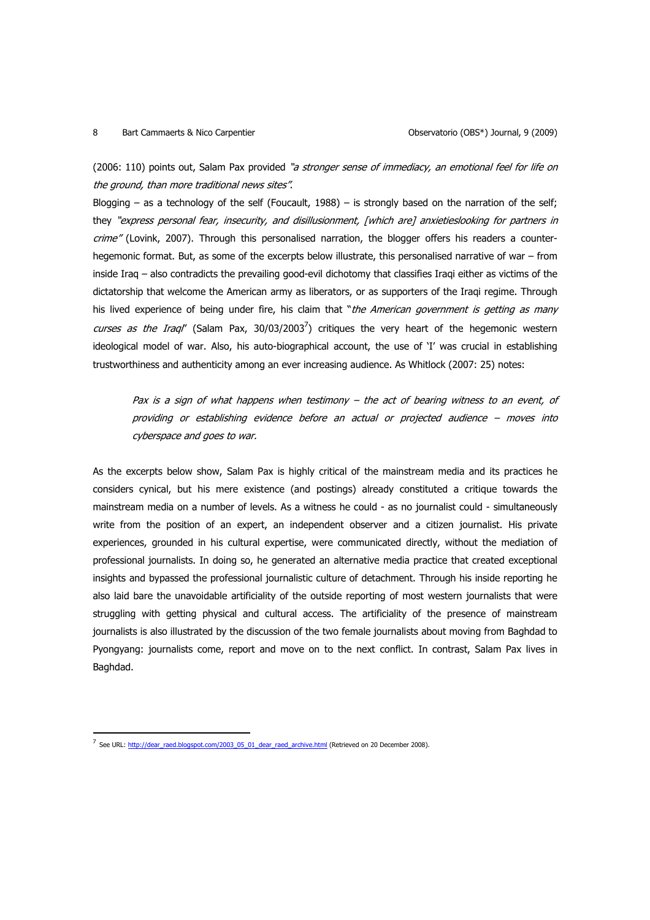(2006: 110) points out, Salam Pax provided *"a stronger sense of immediacy, an emotional feel for life on the ground, than more traditional news sites"*.

Blogging – as a technology of the self (Foucault, 1988) – is strongly based on the narration of the self; they *"express personal fear, insecurity, and disillusionment, [which are] anxietieslooking for partners in crime"* (Lovink, 2007). Through this personalised narration, the blogger offers his readers a counter-hegemonic format. But, as some of the excerpts below illustrate, this personalised narrative of war – from inside Iraq – also contradicts the prevailing good-evil dichotomy that classifies Iraqi either as victims of the dictatorship that welcome the American army as liberators, or as supporters of the Iraqi regime. Through his lived experience of being under fire, his claim that "*the American government is getting as many curses as the Iraqi*" (Salam Pax, 30/03/2003[7]) critiques the very heart of the hegemonic western ideological model of war. Also, his auto-biographical account, the use of 'I' was crucial in establishing trustworthiness and authenticity among an ever increasing audience. As Whitlock (2007: 25) notes:

> *Pax is a sign of what happens when testimony – the act of bearing witness to an event, of providing or establishing evidence before an actual or projected audience – moves into cyberspace and goes to war.*

As the excerpts below show, Salam Pax is highly critical of the mainstream media and its practices he considers cynical, but his mere existence (and postings) already constituted a critique towards the mainstream media on a number of levels. As a witness he could - as no journalist could - simultaneously write from the position of an expert, an independent observer and a citizen journalist. His private experiences, grounded in his cultural expertise, were communicated directly, without the mediation of professional journalists. In doing so, he generated an alternative media practice that created exceptional insights and bypassed the professional journalistic culture of detachment. Through his inside reporting he also laid bare the unavoidable artificiality of the outside reporting of most western journalists that were struggling with getting physical and cultural access. The artificiality of the presence of mainstream journalists is also illustrated by the discussion of the two female journalists about moving from Baghdad to Pyongyang: journalists come, report and move on to the next conflict. In contrast, Salam Pax lives in Baghdad.

---

[7] See URL: http://dear_raed.blogspot.com/2003_05_01_dear_raed_archive.html (Retrieved on 20 December 2008).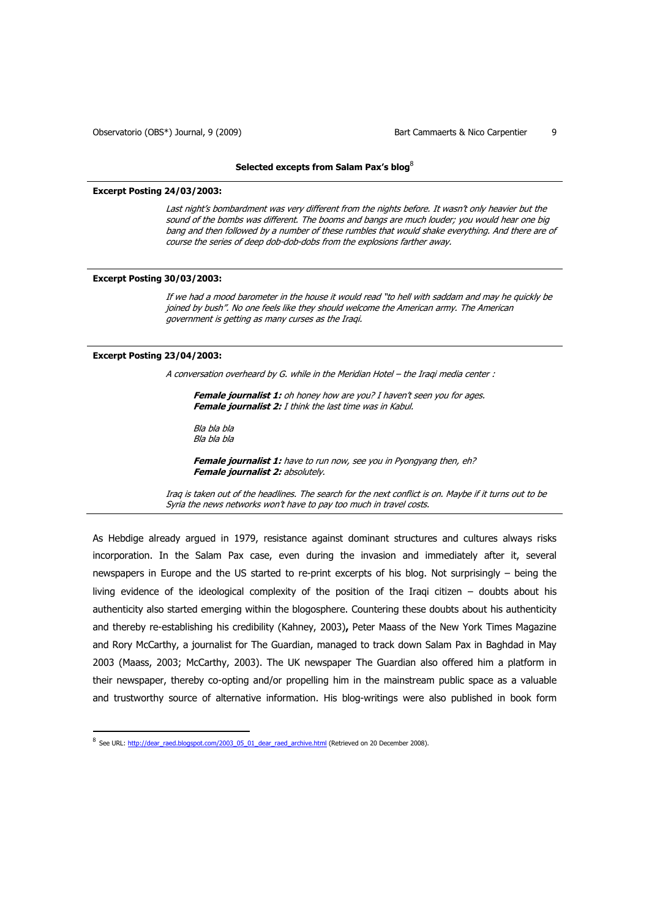**Selected excepts from Salam Pax's blog**[8]

**Excerpt Posting 24/03/2003:**

> *Last night's bombardment was very different from the nights before. It wasn't only heavier but the sound of the bombs was different. The booms and bangs are much louder; you would hear one big bang and then followed by a number of these rumbles that would shake everything. And there are of course the series of deep dob-dob-dobs from the explosions farther away.*

**Excerpt Posting 30/03/2003:**

> *If we had a mood barometer in the house it would read "to hell with saddam and may he quickly be joined by bush". No one feels like they should welcome the American army. The American government is getting as many curses as the Iraqi.*

**Excerpt Posting 23/04/2003:**

> *A conversation overheard by G. while in the Meridian Hotel – the Iraqi media center :*
>
> > ***Female journalist 1:*** *oh honey how are you? I haven't seen you for ages.*
> > ***Female journalist 2:*** *I think the last time was in Kabul.*
> >
> > *Bla bla bla*
> > *Bla bla bla*
> >
> > ***Female journalist 1:*** *have to run now, see you in Pyongyang then, eh?*
> > ***Female journalist 2:*** *absolutely.*
>
> *Iraq is taken out of the headlines. The search for the next conflict is on. Maybe if it turns out to be Syria the news networks won't have to pay too much in travel costs.*

As Hebdige already argued in 1979, resistance against dominant structures and cultures always risks incorporation. In the Salam Pax case, even during the invasion and immediately after it, several newspapers in Europe and the US started to re-print excerpts of his blog. Not surprisingly – being the living evidence of the ideological complexity of the position of the Iraqi citizen – doubts about his authenticity also started emerging within the blogosphere. Countering these doubts about his authenticity and thereby re-establishing his credibility (Kahney, 2003)**,** Peter Maass of the New York Times Magazine and Rory McCarthy, a journalist for The Guardian, managed to track down Salam Pax in Baghdad in May 2003 (Maass, 2003; McCarthy, 2003). The UK newspaper The Guardian also offered him a platform in their newspaper, thereby co-opting and/or propelling him in the mainstream public space as a valuable and trustworthy source of alternative information. His blog-writings were also published in book form

---

[8] See URL: http://dear_raed.blogspot.com/2003_05_01_dear_raed_archive.html (Retrieved on 20 December 2008).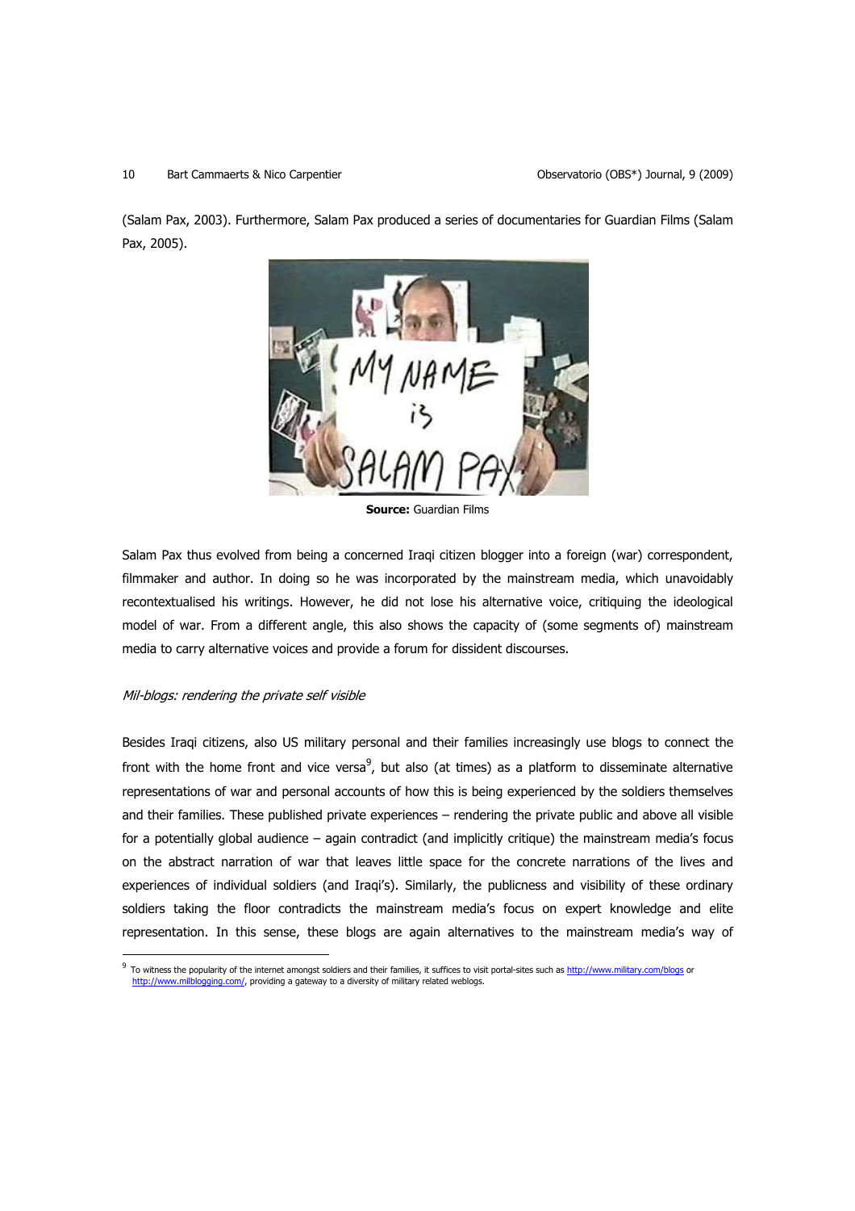(Salam Pax, 2003). Furthermore, Salam Pax produced a series of documentaries for Guardian Films (Salam Pax, 2005).

**Source:** Guardian Films

Salam Pax thus evolved from being a concerned Iraqi citizen blogger into a foreign (war) correspondent, filmmaker and author. In doing so he was incorporated by the mainstream media, which unavoidably recontextualised his writings. However, he did not lose his alternative voice, critiquing the ideological model of war. From a different angle, this also shows the capacity of (some segments of) mainstream media to carry alternative voices and provide a forum for dissident discourses.

*Mil-blogs: rendering the private self visible*

Besides Iraqi citizens, also US military personal and their families increasingly use blogs to connect the front with the home front and vice versa[9], but also (at times) as a platform to disseminate alternative representations of war and personal accounts of how this is being experienced by the soldiers themselves and their families. These published private experiences – rendering the private public and above all visible for a potentially global audience – again contradict (and implicitly critique) the mainstream media's focus on the abstract narration of war that leaves little space for the concrete narrations of the lives and experiences of individual soldiers (and Iraqi's). Similarly, the publicness and visibility of these ordinary soldiers taking the floor contradicts the mainstream media's focus on expert knowledge and elite representation. In this sense, these blogs are again alternatives to the mainstream media's way of

[9] To witness the popularity of the internet amongst soldiers and their families, it suffices to visit portal-sites such as http://www.military.com/blogs or http://www.milblogging.com/, providing a gateway to a diversity of military related weblogs.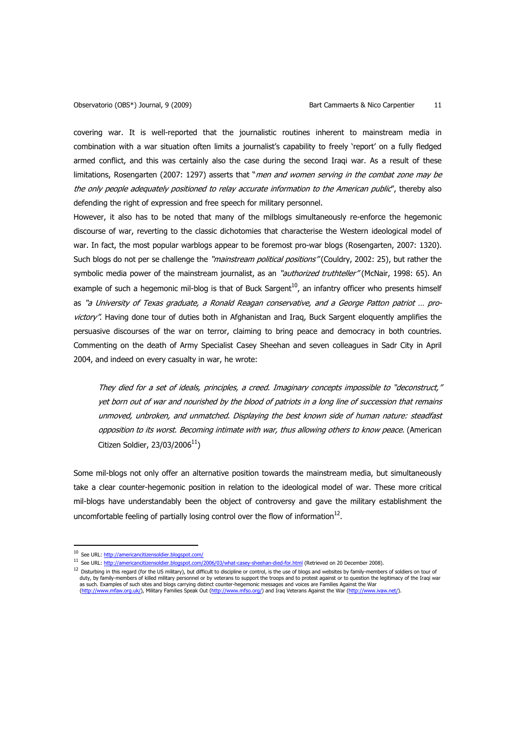covering war. It is well-reported that the journalistic routines inherent to mainstream media in combination with a war situation often limits a journalist's capability to freely 'report' on a fully fledged armed conflict, and this was certainly also the case during the second Iraqi war. As a result of these limitations, Rosengarten (2007: 1297) asserts that "*men and women serving in the combat zone may be the only people adequately positioned to relay accurate information to the American public*", thereby also defending the right of expression and free speech for military personnel.

However, it also has to be noted that many of the milblogs simultaneously re-enforce the hegemonic discourse of war, reverting to the classic dichotomies that characterise the Western ideological model of war. In fact, the most popular warblogs appear to be foremost pro-war blogs (Rosengarten, 2007: 1320). Such blogs do not per se challenge the *"mainstream political positions"* (Couldry, 2002: 25), but rather the symbolic media power of the mainstream journalist, as an *"authorized truthteller"* (McNair, 1998: 65). An example of such a hegemonic mil-blog is that of Buck Sargent[10], an infantry officer who presents himself as *"a University of Texas graduate, a Ronald Reagan conservative, and a George Patton patriot … pro-victory"*. Having done tour of duties both in Afghanistan and Iraq, Buck Sargent eloquently amplifies the persuasive discourses of the war on terror, claiming to bring peace and democracy in both countries. Commenting on the death of Army Specialist Casey Sheehan and seven colleagues in Sadr City in April 2004, and indeed on every casualty in war, he wrote:

> *They died for a set of ideals, principles, a creed. Imaginary concepts impossible to "deconstruct," yet born out of war and nourished by the blood of patriots in a long line of succession that remains unmoved, unbroken, and unmatched. Displaying the best known side of human nature: steadfast opposition to its worst. Becoming intimate with war, thus allowing others to know peace.* (American Citizen Soldier, 23/03/2006[11])

Some mil-blogs not only offer an alternative position towards the mainstream media, but simultaneously take a clear counter-hegemonic position in relation to the ideological model of war. These more critical mil-blogs have understandably been the object of controversy and gave the military establishment the uncomfortable feeling of partially losing control over the flow of information[12].

---

[10] See URL: http://americancitizensoldier.blogspot.com/

[11] See URL: http://americancitizensoldier.blogspot.com/2006/03/what-casey-sheehan-died-for.html (Retrieved on 20 December 2008).

[12] Disturbing in this regard (for the US military), but difficult to discipline or control, is the use of blogs and websites by family-members of soldiers on tour of duty, by family-members of killed military personnel or by veterans to support the troops and to protest against or to question the legitimacy of the Iraqi war as such. Examples of such sites and blogs carrying distinct counter-hegemonic messages and voices are Families Against the War (http://www.mfaw.org.uk/), Military Families Speak Out (http://www.mfso.org/) and Iraq Veterans Against the War (http://www.ivaw.net/).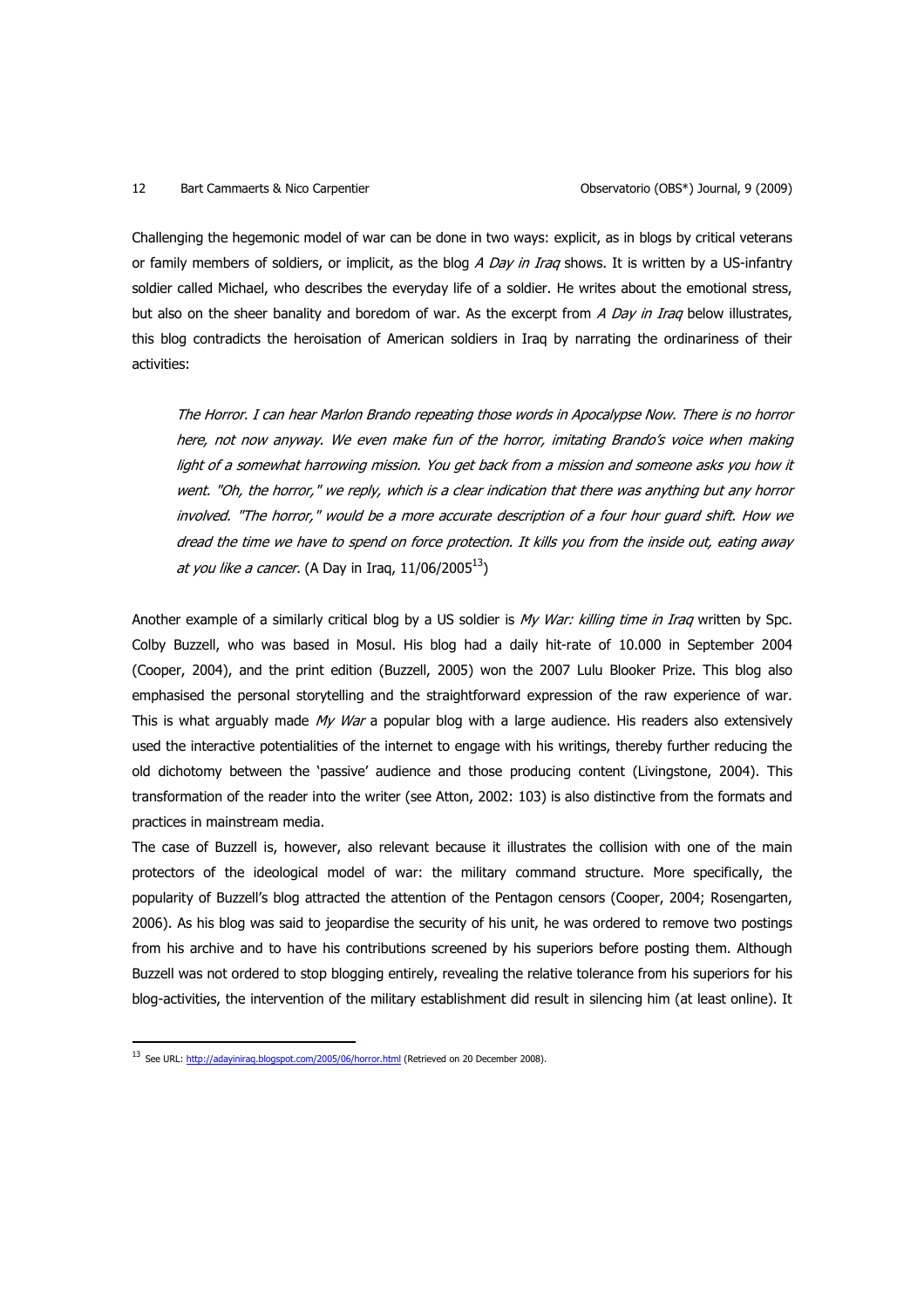Challenging the hegemonic model of war can be done in two ways: explicit, as in blogs by critical veterans or family members of soldiers, or implicit, as the blog *A Day in Iraq* shows. It is written by a US-infantry soldier called Michael, who describes the everyday life of a soldier. He writes about the emotional stress, but also on the sheer banality and boredom of war. As the excerpt from *A Day in Iraq* below illustrates, this blog contradicts the heroisation of American soldiers in Iraq by narrating the ordinariness of their activities:

> *The Horror. I can hear Marlon Brando repeating those words in Apocalypse Now. There is no horror here, not now anyway. We even make fun of the horror, imitating Brando's voice when making light of a somewhat harrowing mission. You get back from a mission and someone asks you how it went. "Oh, the horror," we reply, which is a clear indication that there was anything but any horror involved. "The horror," would be a more accurate description of a four hour guard shift. How we dread the time we have to spend on force protection. It kills you from the inside out, eating away at you like a cancer.* (A Day in Iraq, 11/06/2005[13])

Another example of a similarly critical blog by a US soldier is *My War: killing time in Iraq* written by Spc. Colby Buzzell, who was based in Mosul. His blog had a daily hit-rate of 10.000 in September 2004 (Cooper, 2004), and the print edition (Buzzell, 2005) won the 2007 Lulu Blooker Prize. This blog also emphasised the personal storytelling and the straightforward expression of the raw experience of war. This is what arguably made *My War* a popular blog with a large audience. His readers also extensively used the interactive potentialities of the internet to engage with his writings, thereby further reducing the old dichotomy between the 'passive' audience and those producing content (Livingstone, 2004). This transformation of the reader into the writer (see Atton, 2002: 103) is also distinctive from the formats and practices in mainstream media.

The case of Buzzell is, however, also relevant because it illustrates the collision with one of the main protectors of the ideological model of war: the military command structure. More specifically, the popularity of Buzzell's blog attracted the attention of the Pentagon censors (Cooper, 2004; Rosengarten, 2006). As his blog was said to jeopardise the security of his unit, he was ordered to remove two postings from his archive and to have his contributions screened by his superiors before posting them. Although Buzzell was not ordered to stop blogging entirely, revealing the relative tolerance from his superiors for his blog-activities, the intervention of the military establishment did result in silencing him (at least online). It

---

[13] See URL: http://adayiniraq.blogspot.com/2005/06/horror.html (Retrieved on 20 December 2008).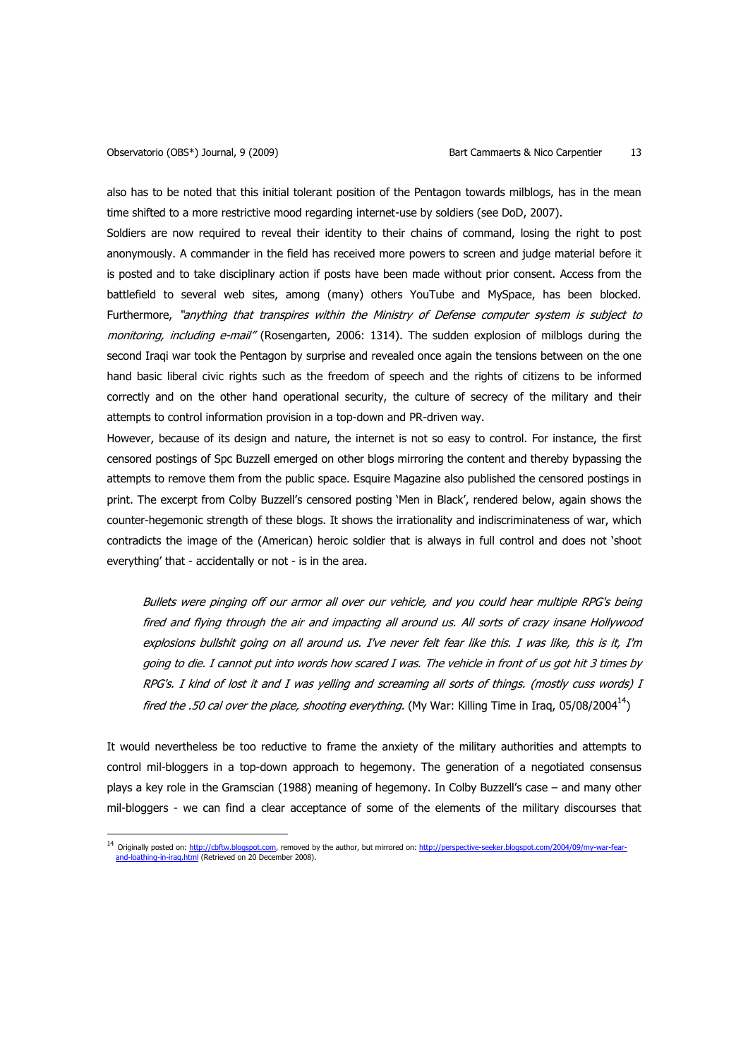also has to be noted that this initial tolerant position of the Pentagon towards milblogs, has in the mean time shifted to a more restrictive mood regarding internet-use by soldiers (see DoD, 2007).

Soldiers are now required to reveal their identity to their chains of command, losing the right to post anonymously. A commander in the field has received more powers to screen and judge material before it is posted and to take disciplinary action if posts have been made without prior consent. Access from the battlefield to several web sites, among (many) others YouTube and MySpace, has been blocked. Furthermore, *"anything that transpires within the Ministry of Defense computer system is subject to monitoring, including e-mail"* (Rosengarten, 2006: 1314). The sudden explosion of milblogs during the second Iraqi war took the Pentagon by surprise and revealed once again the tensions between on the one hand basic liberal civic rights such as the freedom of speech and the rights of citizens to be informed correctly and on the other hand operational security, the culture of secrecy of the military and their attempts to control information provision in a top-down and PR-driven way.

However, because of its design and nature, the internet is not so easy to control. For instance, the first censored postings of Spc Buzzell emerged on other blogs mirroring the content and thereby bypassing the attempts to remove them from the public space. Esquire Magazine also published the censored postings in print. The excerpt from Colby Buzzell's censored posting 'Men in Black', rendered below, again shows the counter-hegemonic strength of these blogs. It shows the irrationality and indiscriminateness of war, which contradicts the image of the (American) heroic soldier that is always in full control and does not 'shoot everything' that - accidentally or not - is in the area.

> *Bullets were pinging off our armor all over our vehicle, and you could hear multiple RPG's being fired and flying through the air and impacting all around us. All sorts of crazy insane Hollywood explosions bullshit going on all around us. I've never felt fear like this. I was like, this is it, I'm going to die. I cannot put into words how scared I was. The vehicle in front of us got hit 3 times by RPG's. I kind of lost it and I was yelling and screaming all sorts of things. (mostly cuss words) I fired the .50 cal over the place, shooting everything.* (My War: Killing Time in Iraq, 05/08/2004[14])

It would nevertheless be too reductive to frame the anxiety of the military authorities and attempts to control mil-bloggers in a top-down approach to hegemony. The generation of a negotiated consensus plays a key role in the Gramscian (1988) meaning of hegemony. In Colby Buzzell's case – and many other mil-bloggers - we can find a clear acceptance of some of the elements of the military discourses that

---

[14] Originally posted on: http://cbftw.blogspot.com, removed by the author, but mirrored on: http://perspective-seeker.blogspot.com/2004/09/my-war-fear-and-loathing-in-iraq.html (Retrieved on 20 December 2008).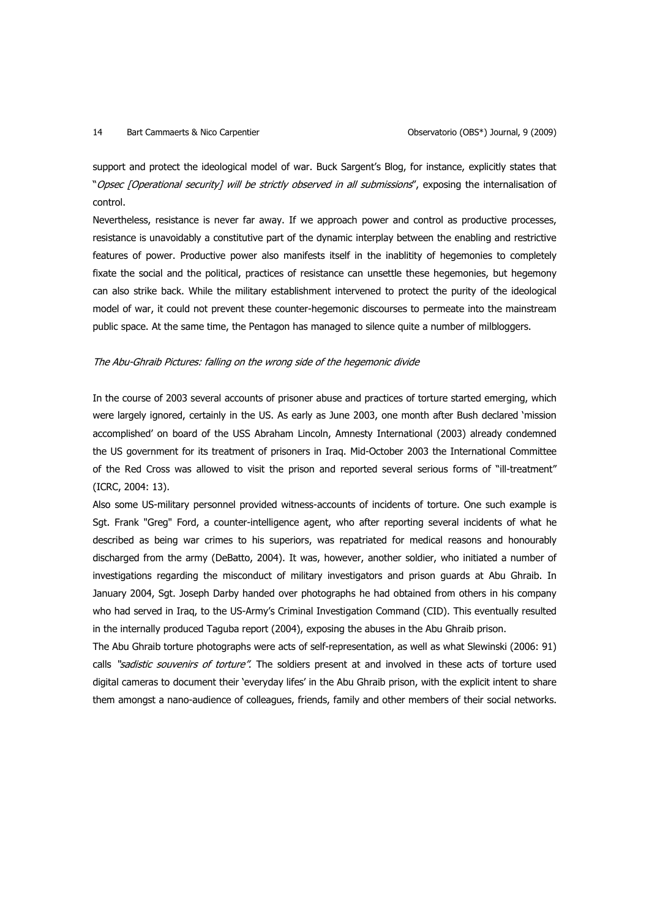support and protect the ideological model of war. Buck Sargent's Blog, for instance, explicitly states that "*Opsec [Operational security] will be strictly observed in all submissions*", exposing the internalisation of control.

Nevertheless, resistance is never far away. If we approach power and control as productive processes, resistance is unavoidably a constitutive part of the dynamic interplay between the enabling and restrictive features of power. Productive power also manifests itself in the inablitity of hegemonies to completely fixate the social and the political, practices of resistance can unsettle these hegemonies, but hegemony can also strike back. While the military establishment intervened to protect the purity of the ideological model of war, it could not prevent these counter-hegemonic discourses to permeate into the mainstream public space. At the same time, the Pentagon has managed to silence quite a number of milbloggers.

*The Abu-Ghraib Pictures: falling on the wrong side of the hegemonic divide*

In the course of 2003 several accounts of prisoner abuse and practices of torture started emerging, which were largely ignored, certainly in the US. As early as June 2003, one month after Bush declared 'mission accomplished' on board of the USS Abraham Lincoln, Amnesty International (2003) already condemned the US government for its treatment of prisoners in Iraq. Mid-October 2003 the International Committee of the Red Cross was allowed to visit the prison and reported several serious forms of "ill-treatment" (ICRC, 2004: 13).

Also some US-military personnel provided witness-accounts of incidents of torture. One such example is Sgt. Frank "Greg" Ford, a counter-intelligence agent, who after reporting several incidents of what he described as being war crimes to his superiors, was repatriated for medical reasons and honourably discharged from the army (DeBatto, 2004). It was, however, another soldier, who initiated a number of investigations regarding the misconduct of military investigators and prison guards at Abu Ghraib. In January 2004, Sgt. Joseph Darby handed over photographs he had obtained from others in his company who had served in Iraq, to the US-Army's Criminal Investigation Command (CID). This eventually resulted in the internally produced Taguba report (2004), exposing the abuses in the Abu Ghraib prison.

The Abu Ghraib torture photographs were acts of self-representation, as well as what Slewinski (2006: 91) calls *"sadistic souvenirs of torture"*. The soldiers present at and involved in these acts of torture used digital cameras to document their 'everyday lifes' in the Abu Ghraib prison, with the explicit intent to share them amongst a nano-audience of colleagues, friends, family and other members of their social networks.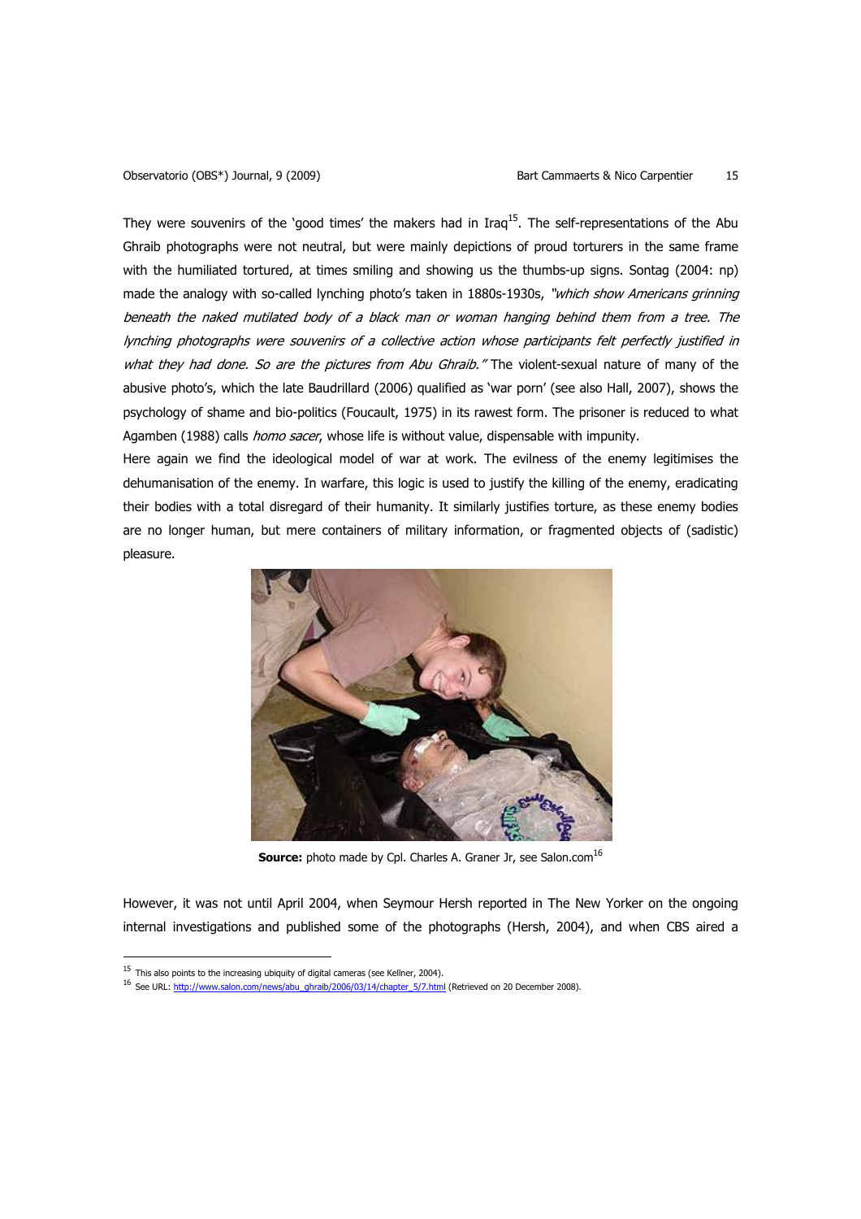They were souvenirs of the 'good times' the makers had in Iraq[15]. The self-representations of the Abu Ghraib photographs were not neutral, but were mainly depictions of proud torturers in the same frame with the humiliated tortured, at times smiling and showing us the thumbs-up signs. Sontag (2004: np) made the analogy with so-called lynching photo's taken in 1880s-1930s, *"which show Americans grinning beneath the naked mutilated body of a black man or woman hanging behind them from a tree. The lynching photographs were souvenirs of a collective action whose participants felt perfectly justified in what they had done. So are the pictures from Abu Ghraib."* The violent-sexual nature of many of the abusive photo's, which the late Baudrillard (2006) qualified as 'war porn' (see also Hall, 2007), shows the psychology of shame and bio-politics (Foucault, 1975) in its rawest form. The prisoner is reduced to what Agamben (1988) calls *homo sacer*, whose life is without value, dispensable with impunity.

Here again we find the ideological model of war at work. The evilness of the enemy legitimises the dehumanisation of the enemy. In warfare, this logic is used to justify the killing of the enemy, eradicating their bodies with a total disregard of their humanity. It similarly justifies torture, as these enemy bodies are no longer human, but mere containers of military information, or fragmented objects of (sadistic) pleasure.

**Source:** photo made by Cpl. Charles A. Graner Jr, see Salon.com[16]

However, it was not until April 2004, when Seymour Hersh reported in The New Yorker on the ongoing internal investigations and published some of the photographs (Hersh, 2004), and when CBS aired a

[15] This also points to the increasing ubiquity of digital cameras (see Kellner, 2004).

[16] See URL: http://www.salon.com/news/abu_ghraib/2006/03/14/chapter_5/7.html (Retrieved on 20 December 2008).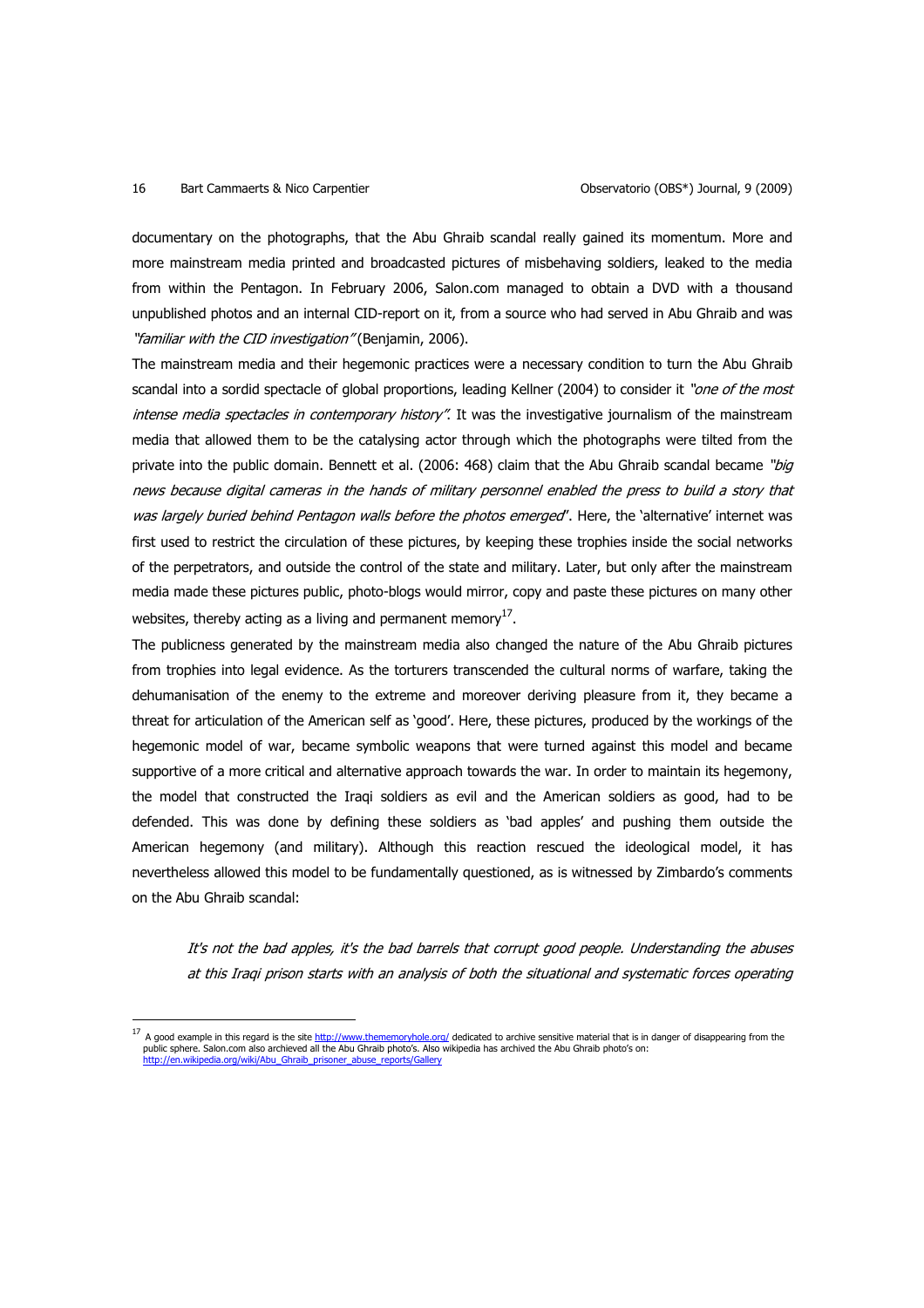documentary on the photographs, that the Abu Ghraib scandal really gained its momentum. More and more mainstream media printed and broadcasted pictures of misbehaving soldiers, leaked to the media from within the Pentagon. In February 2006, Salon.com managed to obtain a DVD with a thousand unpublished photos and an internal CID-report on it, from a source who had served in Abu Ghraib and was *"familiar with the CID investigation"* (Benjamin, 2006).

The mainstream media and their hegemonic practices were a necessary condition to turn the Abu Ghraib scandal into a sordid spectacle of global proportions, leading Kellner (2004) to consider it *"one of the most intense media spectacles in contemporary history"*. It was the investigative journalism of the mainstream media that allowed them to be the catalysing actor through which the photographs were tilted from the private into the public domain. Bennett et al. (2006: 468) claim that the Abu Ghraib scandal became *"big news because digital cameras in the hands of military personnel enabled the press to build a story that was largely buried behind Pentagon walls before the photos emerged*". Here, the 'alternative' internet was first used to restrict the circulation of these pictures, by keeping these trophies inside the social networks of the perpetrators, and outside the control of the state and military. Later, but only after the mainstream media made these pictures public, photo-blogs would mirror, copy and paste these pictures on many other websites, thereby acting as a living and permanent memory[17].

The publicness generated by the mainstream media also changed the nature of the Abu Ghraib pictures from trophies into legal evidence. As the torturers transcended the cultural norms of warfare, taking the dehumanisation of the enemy to the extreme and moreover deriving pleasure from it, they became a threat for articulation of the American self as 'good'. Here, these pictures, produced by the workings of the hegemonic model of war, became symbolic weapons that were turned against this model and became supportive of a more critical and alternative approach towards the war. In order to maintain its hegemony, the model that constructed the Iraqi soldiers as evil and the American soldiers as good, had to be defended. This was done by defining these soldiers as 'bad apples' and pushing them outside the American hegemony (and military). Although this reaction rescued the ideological model, it has nevertheless allowed this model to be fundamentally questioned, as is witnessed by Zimbardo's comments on the Abu Ghraib scandal:

> *It's not the bad apples, it's the bad barrels that corrupt good people. Understanding the abuses at this Iraqi prison starts with an analysis of both the situational and systematic forces operating*

---

[17] A good example in this regard is the site http://www.thememoryhole.org/ dedicated to archive sensitive material that is in danger of disappearing from the public sphere. Salon.com also archieved all the Abu Ghraib photo's. Also wikipedia has archived the Abu Ghraib photo's on: http://en.wikipedia.org/wiki/Abu_Ghraib_prisoner_abuse_reports/Gallery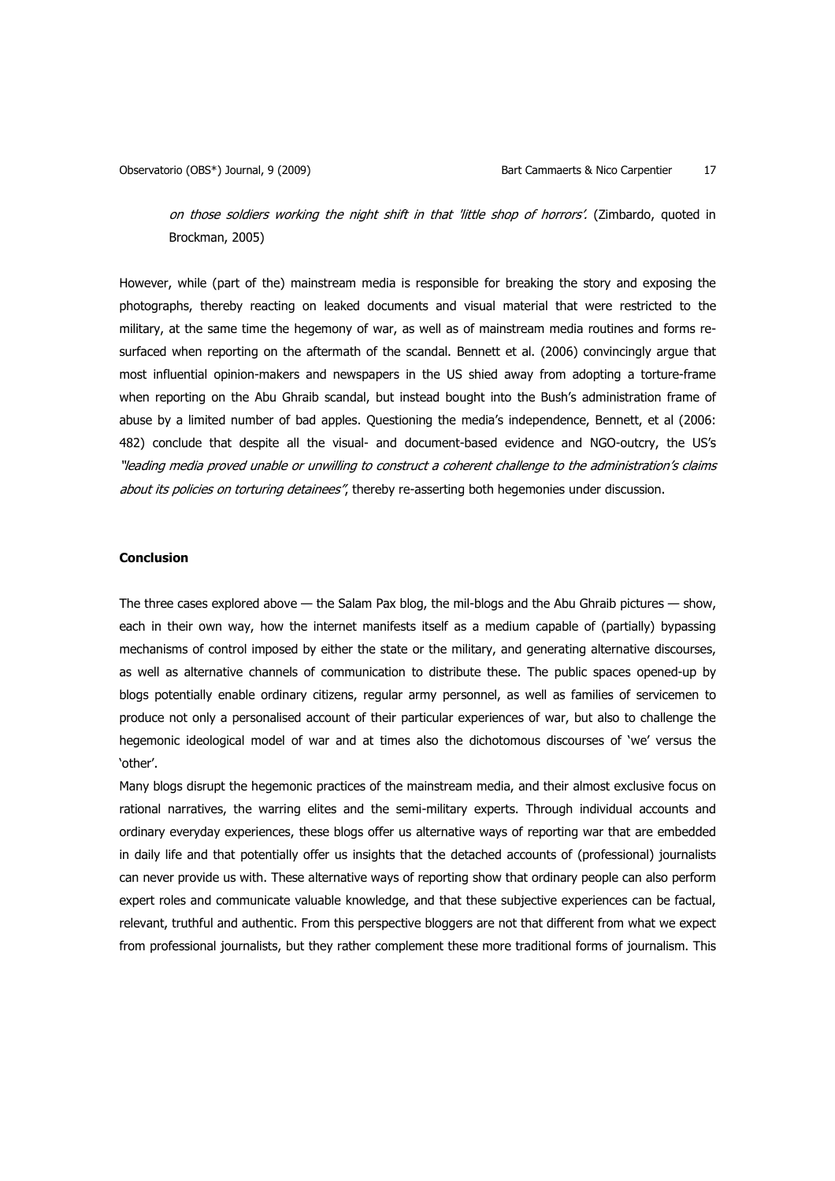*on those soldiers working the night shift in that 'little shop of horrors'.* (Zimbardo, quoted in Brockman, 2005)

However, while (part of the) mainstream media is responsible for breaking the story and exposing the photographs, thereby reacting on leaked documents and visual material that were restricted to the military, at the same time the hegemony of war, as well as of mainstream media routines and forms re-surfaced when reporting on the aftermath of the scandal. Bennett et al. (2006) convincingly argue that most influential opinion-makers and newspapers in the US shied away from adopting a torture-frame when reporting on the Abu Ghraib scandal, but instead bought into the Bush's administration frame of abuse by a limited number of bad apples. Questioning the media's independence, Bennett, et al (2006: 482) conclude that despite all the visual- and document-based evidence and NGO-outcry, the US's *"leading media proved unable or unwilling to construct a coherent challenge to the administration's claims about its policies on torturing detainees"*, thereby re-asserting both hegemonies under discussion.

## Conclusion

The three cases explored above — the Salam Pax blog, the mil-blogs and the Abu Ghraib pictures — show, each in their own way, how the internet manifests itself as a medium capable of (partially) bypassing mechanisms of control imposed by either the state or the military, and generating alternative discourses, as well as alternative channels of communication to distribute these. The public spaces opened-up by blogs potentially enable ordinary citizens, regular army personnel, as well as families of servicemen to produce not only a personalised account of their particular experiences of war, but also to challenge the hegemonic ideological model of war and at times also the dichotomous discourses of 'we' versus the 'other'.

Many blogs disrupt the hegemonic practices of the mainstream media, and their almost exclusive focus on rational narratives, the warring elites and the semi-military experts. Through individual accounts and ordinary everyday experiences, these blogs offer us alternative ways of reporting war that are embedded in daily life and that potentially offer us insights that the detached accounts of (professional) journalists can never provide us with. These alternative ways of reporting show that ordinary people can also perform expert roles and communicate valuable knowledge, and that these subjective experiences can be factual, relevant, truthful and authentic. From this perspective bloggers are not that different from what we expect from professional journalists, but they rather complement these more traditional forms of journalism. This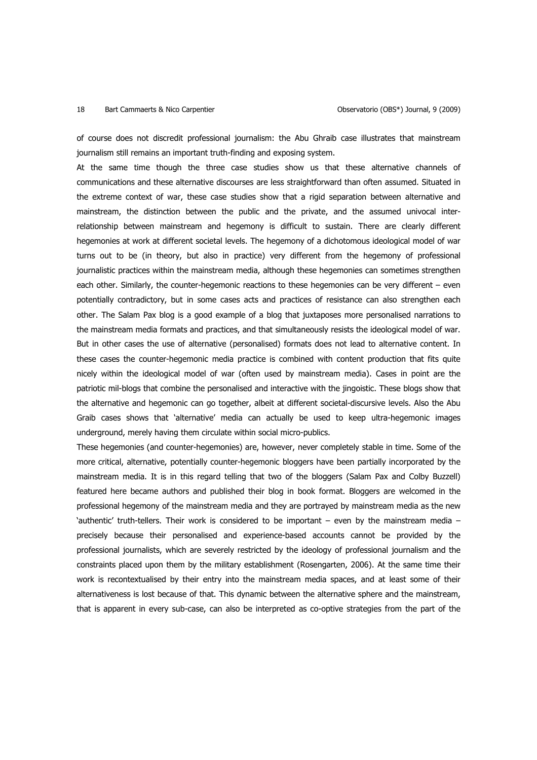of course does not discredit professional journalism: the Abu Ghraib case illustrates that mainstream journalism still remains an important truth-finding and exposing system.

At the same time though the three case studies show us that these alternative channels of communications and these alternative discourses are less straightforward than often assumed. Situated in the extreme context of war, these case studies show that a rigid separation between alternative and mainstream, the distinction between the public and the private, and the assumed univocal inter-relationship between mainstream and hegemony is difficult to sustain. There are clearly different hegemonies at work at different societal levels. The hegemony of a dichotomous ideological model of war turns out to be (in theory, but also in practice) very different from the hegemony of professional journalistic practices within the mainstream media, although these hegemonies can sometimes strengthen each other. Similarly, the counter-hegemonic reactions to these hegemonies can be very different – even potentially contradictory, but in some cases acts and practices of resistance can also strengthen each other. The Salam Pax blog is a good example of a blog that juxtaposes more personalised narrations to the mainstream media formats and practices, and that simultaneously resists the ideological model of war. But in other cases the use of alternative (personalised) formats does not lead to alternative content. In these cases the counter-hegemonic media practice is combined with content production that fits quite nicely within the ideological model of war (often used by mainstream media). Cases in point are the patriotic mil-blogs that combine the personalised and interactive with the jingoistic. These blogs show that the alternative and hegemonic can go together, albeit at different societal-discursive levels. Also the Abu Graib cases shows that 'alternative' media can actually be used to keep ultra-hegemonic images underground, merely having them circulate within social micro-publics.

These hegemonies (and counter-hegemonies) are, however, never completely stable in time. Some of the more critical, alternative, potentially counter-hegemonic bloggers have been partially incorporated by the mainstream media. It is in this regard telling that two of the bloggers (Salam Pax and Colby Buzzell) featured here became authors and published their blog in book format. Bloggers are welcomed in the professional hegemony of the mainstream media and they are portrayed by mainstream media as the new 'authentic' truth-tellers. Their work is considered to be important – even by the mainstream media – precisely because their personalised and experience-based accounts cannot be provided by the professional journalists, which are severely restricted by the ideology of professional journalism and the constraints placed upon them by the military establishment (Rosengarten, 2006). At the same time their work is recontextualised by their entry into the mainstream media spaces, and at least some of their alternativeness is lost because of that. This dynamic between the alternative sphere and the mainstream, that is apparent in every sub-case, can also be interpreted as co-optive strategies from the part of the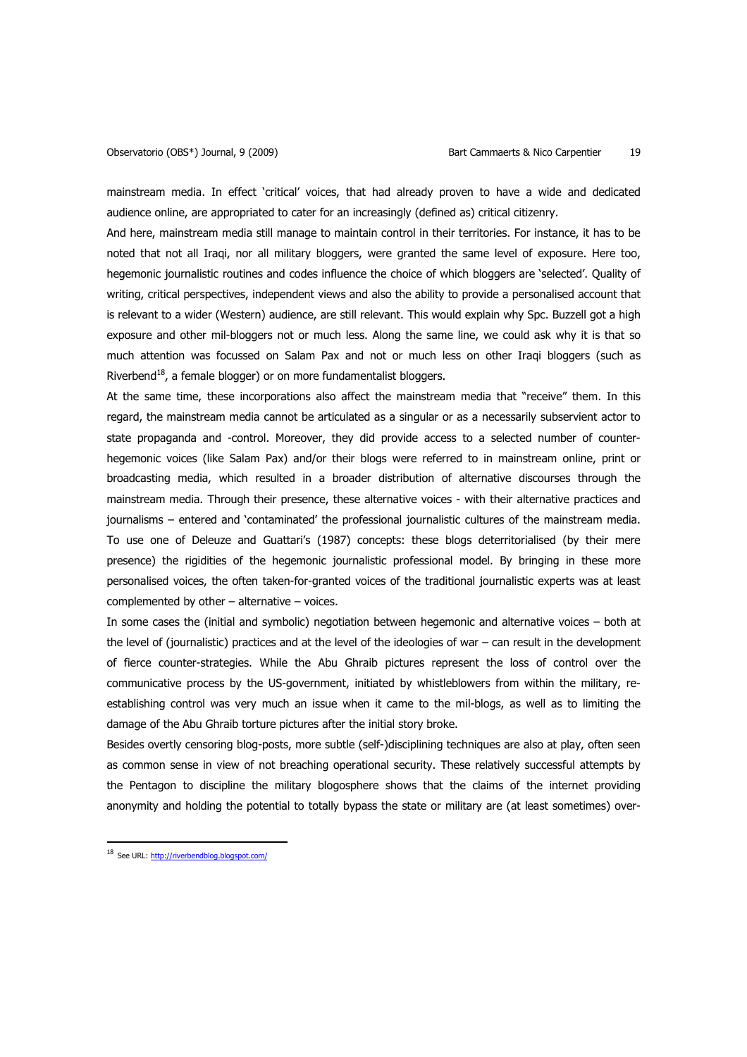mainstream media. In effect 'critical' voices, that had already proven to have a wide and dedicated audience online, are appropriated to cater for an increasingly (defined as) critical citizenry.

And here, mainstream media still manage to maintain control in their territories. For instance, it has to be noted that not all Iraqi, nor all military bloggers, were granted the same level of exposure. Here too, hegemonic journalistic routines and codes influence the choice of which bloggers are 'selected'. Quality of writing, critical perspectives, independent views and also the ability to provide a personalised account that is relevant to a wider (Western) audience, are still relevant. This would explain why Spc. Buzzell got a high exposure and other mil-bloggers not or much less. Along the same line, we could ask why it is that so much attention was focussed on Salam Pax and not or much less on other Iraqi bloggers (such as Riverbend[18], a female blogger) or on more fundamentalist bloggers.

At the same time, these incorporations also affect the mainstream media that "receive" them. In this regard, the mainstream media cannot be articulated as a singular or as a necessarily subservient actor to state propaganda and -control. Moreover, they did provide access to a selected number of counter-hegemonic voices (like Salam Pax) and/or their blogs were referred to in mainstream online, print or broadcasting media, which resulted in a broader distribution of alternative discourses through the mainstream media. Through their presence, these alternative voices - with their alternative practices and journalisms – entered and 'contaminated' the professional journalistic cultures of the mainstream media. To use one of Deleuze and Guattari's (1987) concepts: these blogs deterritorialised (by their mere presence) the rigidities of the hegemonic journalistic professional model. By bringing in these more personalised voices, the often taken-for-granted voices of the traditional journalistic experts was at least complemented by other – alternative – voices.

In some cases the (initial and symbolic) negotiation between hegemonic and alternative voices – both at the level of (journalistic) practices and at the level of the ideologies of war – can result in the development of fierce counter-strategies. While the Abu Ghraib pictures represent the loss of control over the communicative process by the US-government, initiated by whistleblowers from within the military, re-establishing control was very much an issue when it came to the mil-blogs, as well as to limiting the damage of the Abu Ghraib torture pictures after the initial story broke.

Besides overtly censoring blog-posts, more subtle (self-)disciplining techniques are also at play, often seen as common sense in view of not breaching operational security. These relatively successful attempts by the Pentagon to discipline the military blogosphere shows that the claims of the internet providing anonymity and holding the potential to totally bypass the state or military are (at least sometimes) over-

---

[18] See URL: http://riverbendblog.blogspot.com/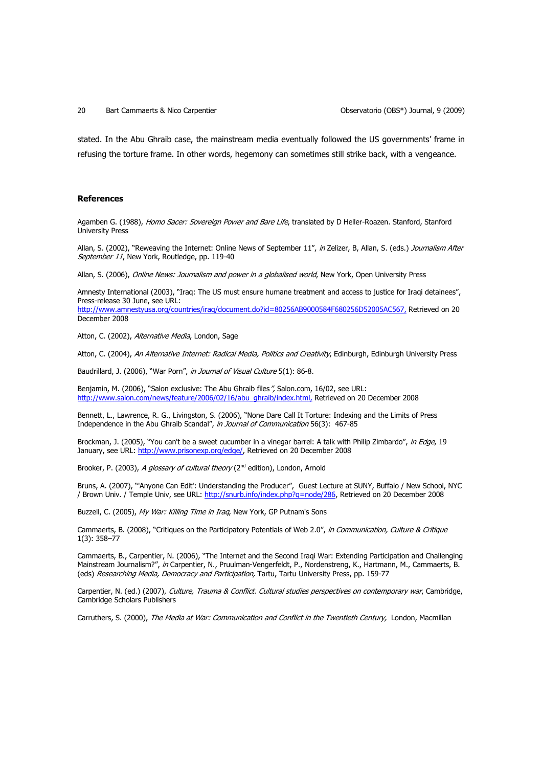stated. In the Abu Ghraib case, the mainstream media eventually followed the US governments' frame in refusing the torture frame. In other words, hegemony can sometimes still strike back, with a vengeance.

## References

Agamben G. (1988), *Homo Sacer: Sovereign Power and Bare Life*, translated by D Heller-Roazen. Stanford, Stanford University Press

Allan, S. (2002), "Reweaving the Internet: Online News of September 11", *in* Zelizer, B, Allan, S. (eds.) *Journalism After September 11*, New York, Routledge, pp. 119-40

Allan, S. (2006), *Online News: Journalism and power in a globalised world*, New York, Open University Press

Amnesty International (2003), "Iraq: The US must ensure humane treatment and access to justice for Iraqi detainees", Press-release 30 June, see URL: http://www.amnestyusa.org/countries/iraq/document.do?id=80256AB9000584F680256D52005AC567, Retrieved on 20 December 2008

Atton, C. (2002), *Alternative Media*, London, Sage

Atton, C. (2004), *An Alternative Internet: Radical Media, Politics and Creativity*, Edinburgh, Edinburgh University Press

Baudrillard, J. (2006), "War Porn", *in Journal of Visual Culture* 5(1): 86-8.

Benjamin, M. (2006), "Salon exclusive: The Abu Ghraib files*"*, Salon.com, 16/02, see URL: http://www.salon.com/news/feature/2006/02/16/abu_ghraib/index.html, Retrieved on 20 December 2008

Bennett, L., Lawrence, R. G., Livingston, S. (2006), "None Dare Call It Torture: Indexing and the Limits of Press Independence in the Abu Ghraib Scandal", *in Journal of Communication* 56(3): 467-85

Brockman, J. (2005), "You can't be a sweet cucumber in a vinegar barrel: A talk with Philip Zimbardo", *in Edge*, 19 January, see URL: http://www.prisonexp.org/edge/, Retrieved on 20 December 2008

Brooker, P. (2003), *A glossary of cultural theory* (2nd edition), London, Arnold

Bruns, A. (2007), "'Anyone Can Edit': Understanding the Producer", Guest Lecture at SUNY, Buffalo / New School, NYC / Brown Univ. / Temple Univ, see URL: http://snurb.info/index.php?q=node/286, Retrieved on 20 December 2008

Buzzell, C. (2005), *My War: Killing Time in Iraq*, New York, GP Putnam's Sons

Cammaerts, B. (2008), "Critiques on the Participatory Potentials of Web 2.0", *in Communication, Culture & Critique* 1(3): 358–77

Cammaerts, B., Carpentier, N. (2006), "The Internet and the Second Iraqi War: Extending Participation and Challenging Mainstream Journalism?", *in* Carpentier, N., Pruulman-Vengerfeldt, P., Nordenstreng, K., Hartmann, M., Cammaerts, B. (eds) *Researching Media, Democracy and Participation,* Tartu, Tartu University Press, pp. 159-77

Carpentier, N. (ed.) (2007), *Culture, Trauma & Conflict. Cultural studies perspectives on contemporary war*, Cambridge, Cambridge Scholars Publishers

Carruthers, S. (2000), *The Media at War: Communication and Conflict in the Twentieth Century,* London, Macmillan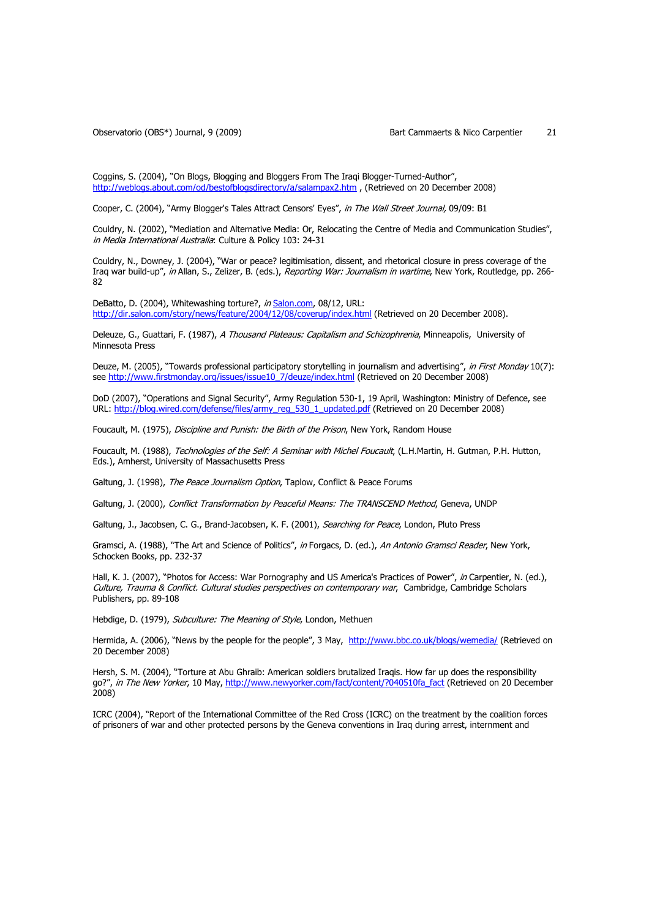Coggins, S. (2004), "On Blogs, Blogging and Bloggers From The Iraqi Blogger-Turned-Author", http://weblogs.about.com/od/bestofblogsdirectory/a/salampax2.htm , (Retrieved on 20 December 2008)

Cooper, C. (2004), "Army Blogger's Tales Attract Censors' Eyes", *in The Wall Street Journal,* 09/09: B1

Couldry, N. (2002), "Mediation and Alternative Media: Or, Relocating the Centre of Media and Communication Studies", *in Media International Australia*: Culture & Policy 103: 24-31

Couldry, N., Downey, J. (2004), "War or peace? legitimisation, dissent, and rhetorical closure in press coverage of the Iraq war build-up", *in* Allan, S., Zelizer, B. (eds.), *Reporting War: Journalism in wartime*, New York, Routledge, pp. 266-82

DeBatto, D. (2004), Whitewashing torture?, *in* Salon.com, 08/12, URL: http://dir.salon.com/story/news/feature/2004/12/08/coverup/index.html (Retrieved on 20 December 2008).

Deleuze, G., Guattari, F. (1987), *A Thousand Plateaus: Capitalism and Schizophrenia*, Minneapolis, University of Minnesota Press

Deuze, M. (2005), "Towards professional participatory storytelling in journalism and advertising", *in First Monday* 10(7): see http://www.firstmonday.org/issues/issue10_7/deuze/index.html (Retrieved on 20 December 2008)

DoD (2007), "Operations and Signal Security", Army Regulation 530-1, 19 April, Washington: Ministry of Defence, see URL: http://blog.wired.com/defense/files/army_reg_530_1_updated.pdf (Retrieved on 20 December 2008)

Foucault, M. (1975), *Discipline and Punish: the Birth of the Prison*, New York, Random House

Foucault, M. (1988), *Technologies of the Self: A Seminar with Michel Foucault*, (L.H.Martin, H. Gutman, P.H. Hutton, Eds.), Amherst, University of Massachusetts Press

Galtung, J. (1998), *The Peace Journalism Option*, Taplow, Conflict & Peace Forums

Galtung, J. (2000), *Conflict Transformation by Peaceful Means: The TRANSCEND Method*, Geneva, UNDP

Galtung, J., Jacobsen, C. G., Brand-Jacobsen, K. F. (2001), *Searching for Peace*, London, Pluto Press

Gramsci, A. (1988), "The Art and Science of Politics", *in* Forgacs, D. (ed.), *An Antonio Gramsci Reader*, New York, Schocken Books, pp. 232-37

Hall, K. J. (2007), "Photos for Access: War Pornography and US America's Practices of Power", *in* Carpentier, N. (ed.), *Culture, Trauma & Conflict. Cultural studies perspectives on contemporary war*, Cambridge, Cambridge Scholars Publishers, pp. 89-108

Hebdige, D. (1979), *Subculture: The Meaning of Style*, London, Methuen

Hermida, A. (2006), "News by the people for the people", 3 May, http://www.bbc.co.uk/blogs/wemedia/ (Retrieved on 20 December 2008)

Hersh, S. M. (2004), "Torture at Abu Ghraib: American soldiers brutalized Iraqis. How far up does the responsibility go?", *in The New Yorker*, 10 May, http://www.newyorker.com/fact/content/?040510fa_fact (Retrieved on 20 December 2008)

ICRC (2004), "Report of the International Committee of the Red Cross (ICRC) on the treatment by the coalition forces of prisoners of war and other protected persons by the Geneva conventions in Iraq during arrest, internment and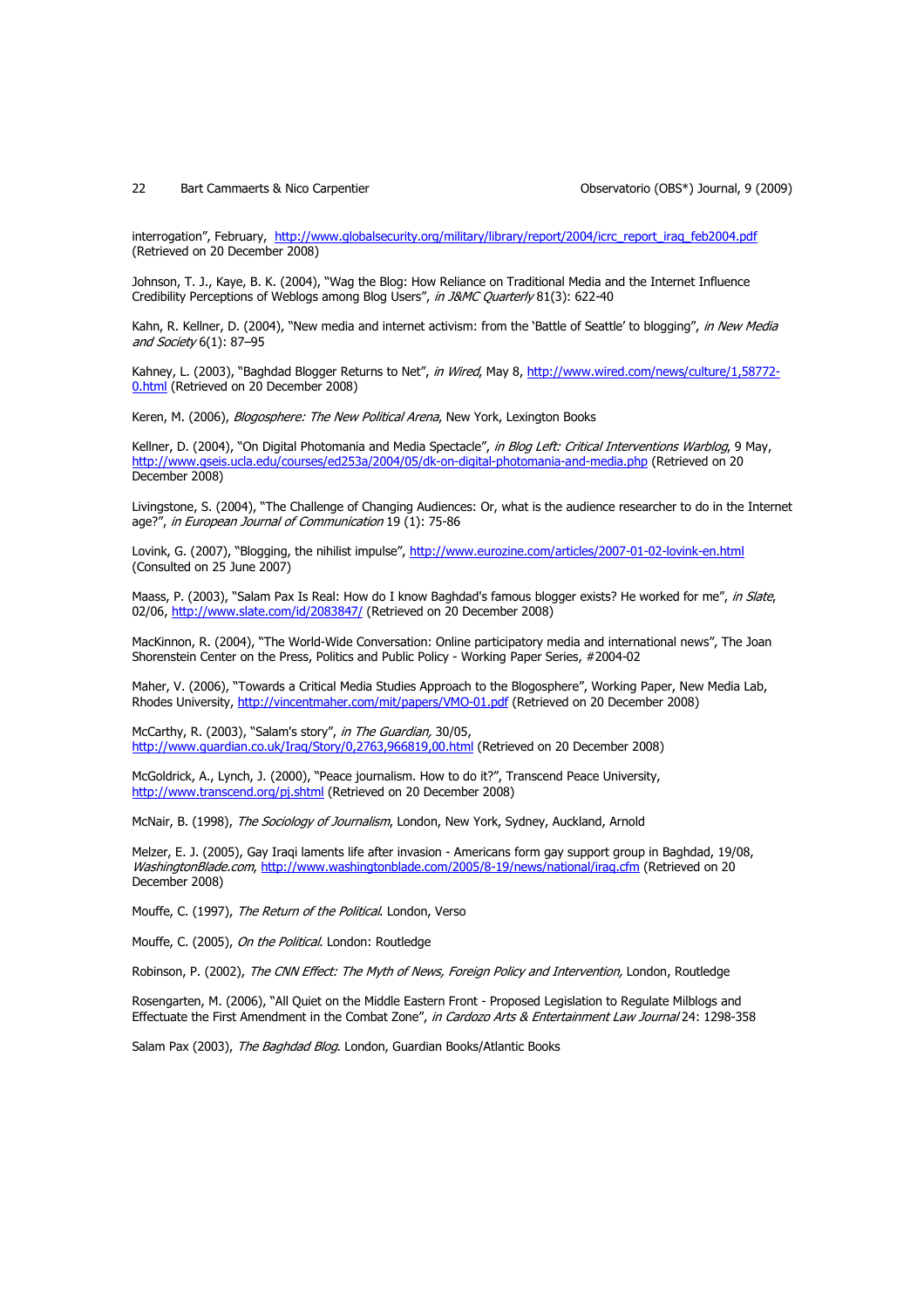interrogation", February, http://www.globalsecurity.org/military/library/report/2004/icrc_report_iraq_feb2004.pdf (Retrieved on 20 December 2008)

Johnson, T. J., Kaye, B. K. (2004), "Wag the Blog: How Reliance on Traditional Media and the Internet Influence Credibility Perceptions of Weblogs among Blog Users", *in J&MC Quarterly* 81(3): 622-40

Kahn, R. Kellner, D. (2004), "New media and internet activism: from the 'Battle of Seattle' to blogging", *in New Media and Society* 6(1): 87–95

Kahney, L. (2003), "Baghdad Blogger Returns to Net", *in Wired*, May 8, http://www.wired.com/news/culture/1,58772-0.html (Retrieved on 20 December 2008)

Keren, M. (2006), *Blogosphere: The New Political Arena*, New York, Lexington Books

Kellner, D. (2004), "On Digital Photomania and Media Spectacle", *in Blog Left: Critical Interventions Warblog*, 9 May, http://www.gseis.ucla.edu/courses/ed253a/2004/05/dk-on-digital-photomania-and-media.php (Retrieved on 20 December 2008)

Livingstone, S. (2004), "The Challenge of Changing Audiences: Or, what is the audience researcher to do in the Internet age?", *in European Journal of Communication* 19 (1): 75-86

Lovink, G. (2007), "Blogging, the nihilist impulse", http://www.eurozine.com/articles/2007-01-02-lovink-en.html (Consulted on 25 June 2007)

Maass, P. (2003), "Salam Pax Is Real: How do I know Baghdad's famous blogger exists? He worked for me", *in Slate*, 02/06, http://www.slate.com/id/2083847/ (Retrieved on 20 December 2008)

MacKinnon, R. (2004), "The World-Wide Conversation: Online participatory media and international news", The Joan Shorenstein Center on the Press, Politics and Public Policy - Working Paper Series, #2004-02

Maher, V. (2006), "Towards a Critical Media Studies Approach to the Blogosphere", Working Paper, New Media Lab, Rhodes University, http://vincentmaher.com/mit/papers/VMO-01.pdf (Retrieved on 20 December 2008)

McCarthy, R. (2003), "Salam's story", *in The Guardian,* 30/05, http://www.guardian.co.uk/Iraq/Story/0,2763,966819,00.html (Retrieved on 20 December 2008)

McGoldrick, A., Lynch, J. (2000), "Peace journalism. How to do it?", Transcend Peace University, http://www.transcend.org/pj.shtml (Retrieved on 20 December 2008)

McNair, B. (1998), *The Sociology of Journalism*, London, New York, Sydney, Auckland, Arnold

Melzer, E. J. (2005), Gay Iraqi laments life after invasion - Americans form gay support group in Baghdad, 19/08, *WashingtonBlade.com*, http://www.washingtonblade.com/2005/8-19/news/national/iraq.cfm (Retrieved on 20 December 2008)

Mouffe, C. (1997), *The Return of the Political*. London, Verso

Mouffe, C. (2005), *On the Political*. London: Routledge

Robinson, P. (2002), *The CNN Effect: The Myth of News, Foreign Policy and Intervention,* London, Routledge

Rosengarten, M. (2006), "All Quiet on the Middle Eastern Front - Proposed Legislation to Regulate Milblogs and Effectuate the First Amendment in the Combat Zone", *in Cardozo Arts & Entertainment Law Journal* 24: 1298-358

Salam Pax (2003), *The Baghdad Blog*. London, Guardian Books/Atlantic Books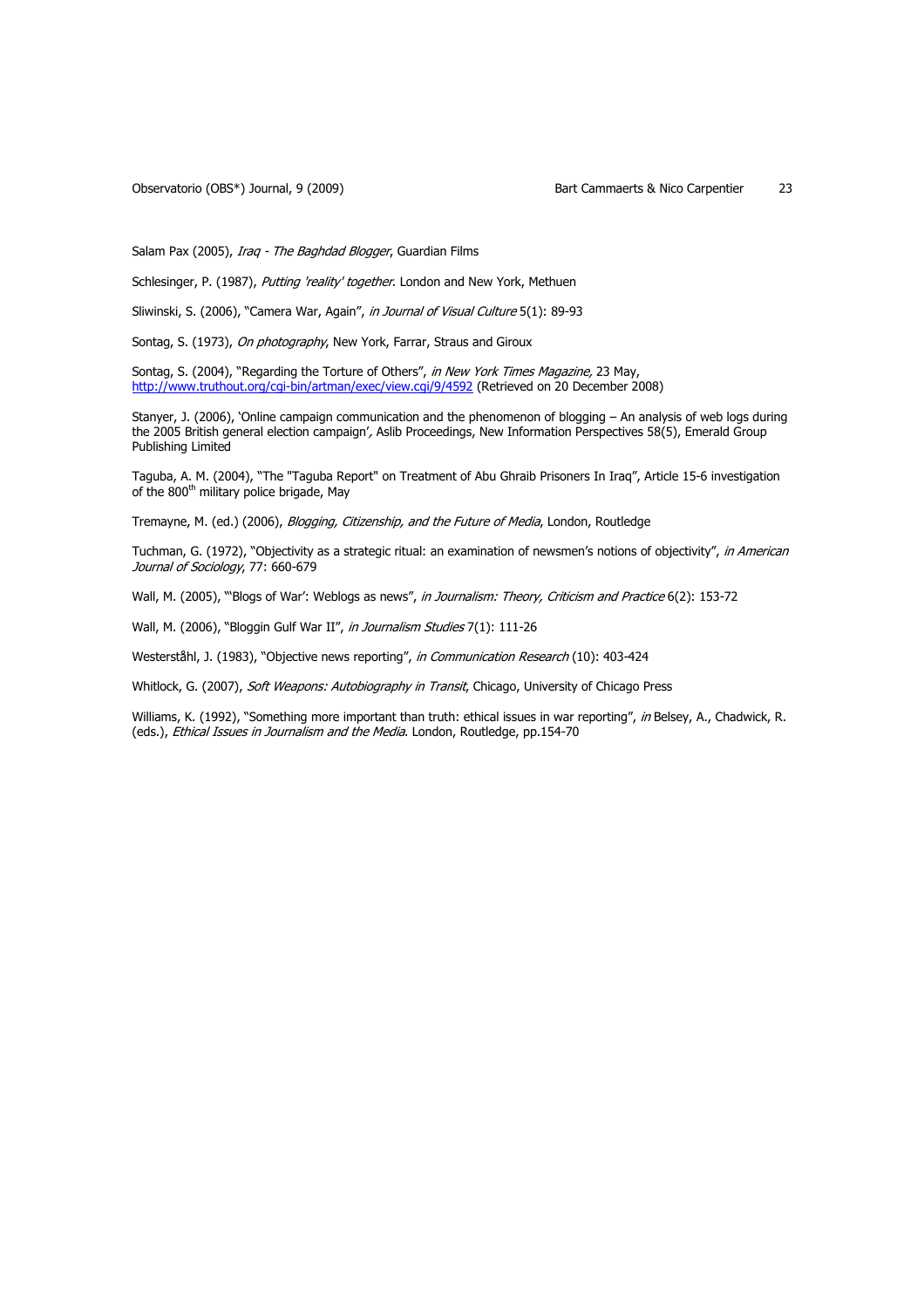Salam Pax (2005), *Iraq - The Baghdad Blogger*, Guardian Films

Schlesinger, P. (1987), *Putting 'reality' together*. London and New York, Methuen

Sliwinski, S. (2006), "Camera War, Again", *in Journal of Visual Culture* 5(1): 89-93

Sontag, S. (1973), *On photography*, New York, Farrar, Straus and Giroux

Sontag, S. (2004), "Regarding the Torture of Others", *in New York Times Magazine,* 23 May, http://www.truthout.org/cgi-bin/artman/exec/view.cgi/9/4592 (Retrieved on 20 December 2008)

Stanyer, J. (2006), 'Online campaign communication and the phenomenon of blogging – An analysis of web logs during the 2005 British general election campaign', Aslib Proceedings, New Information Perspectives 58(5), Emerald Group Publishing Limited

Taguba, A. M. (2004), "The "Taguba Report" on Treatment of Abu Ghraib Prisoners In Iraq", Article 15-6 investigation of the 800th military police brigade, May

Tremayne, M. (ed.) (2006), *Blogging, Citizenship, and the Future of Media*, London, Routledge

Tuchman, G. (1972), "Objectivity as a strategic ritual: an examination of newsmen's notions of objectivity", *in American Journal of Sociology*, 77: 660-679

Wall, M. (2005), "'Blogs of War': Weblogs as news", *in Journalism: Theory, Criticism and Practice* 6(2): 153-72

Wall, M. (2006), "Bloggin Gulf War II", *in Journalism Studies* 7(1): 111-26

Westerståhl, J. (1983), "Objective news reporting", *in Communication Research* (10): 403-424

Whitlock, G. (2007), *Soft Weapons: Autobiography in Transit*, Chicago, University of Chicago Press

Williams, K. (1992), "Something more important than truth: ethical issues in war reporting", *in* Belsey, A., Chadwick, R. (eds.), *Ethical Issues in Journalism and the Media*. London, Routledge, pp.154-70